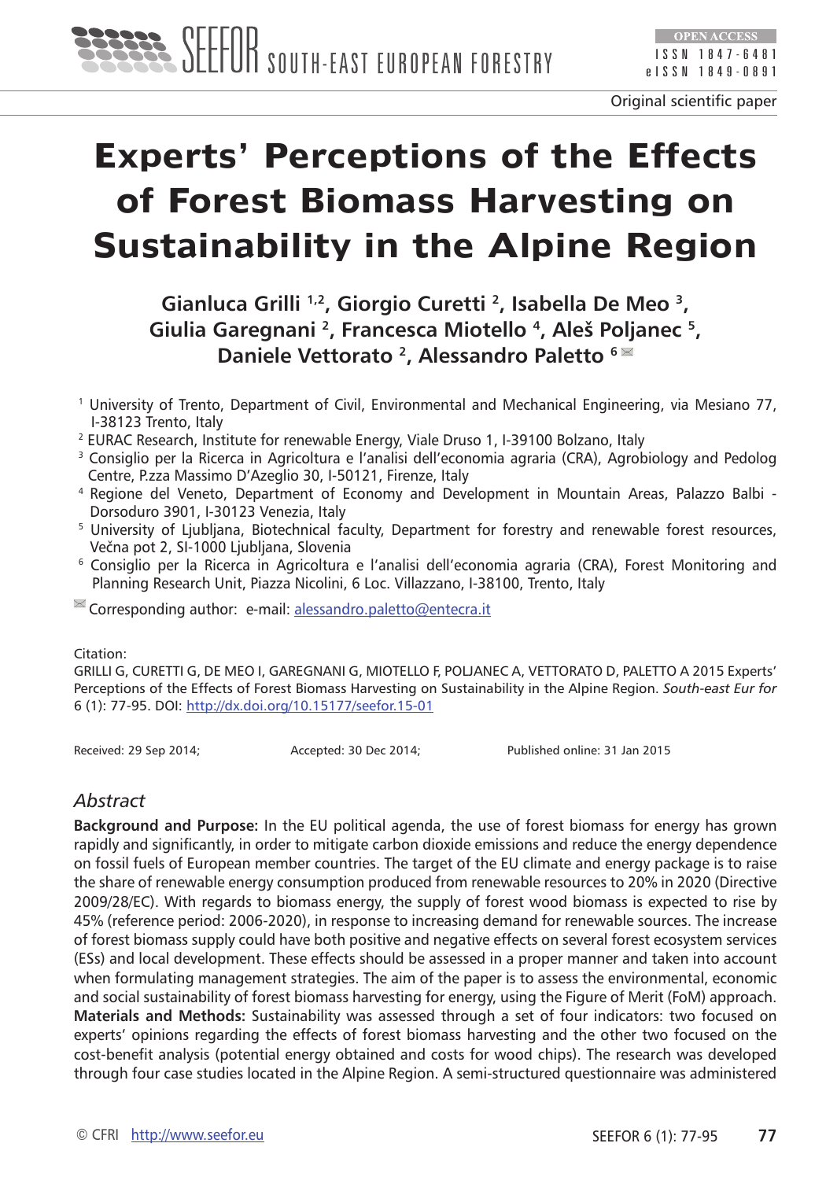Original scientific paper

# Experts' Perceptions of the Effects of Forest Biomass Harvesting on Sustainability in the Alpine Region

**Gianluca Grilli [1,2], Giorgio Curetti [2], Isabella De Meo [3], Giulia Garegnani [2], Francesca Miotello [4], Aleš Poljanec [5], Daniele Vettorato [2], Alessandro Paletto [6]**

[1] University of Trento, Department of Civil, Environmental and Mechanical Engineering, via Mesiano 77, I-38123 Trento, Italy

[2] EURAC Research, Institute for renewable Energy, Viale Druso 1, I-39100 Bolzano, Italy

[3] Consiglio per la Ricerca in Agricoltura e l'analisi dell'economia agraria (CRA), Agrobiology and Pedolog Centre, P.zza Massimo D'Azeglio 30, I-50121, Firenze, Italy

[4] Regione del Veneto, Department of Economy and Development in Mountain Areas, Palazzo Balbi - Dorsoduro 3901, I-30123 Venezia, Italy

[5] University of Ljubljana, Biotechnical faculty, Department for forestry and renewable forest resources, Večna pot 2, SI-1000 Ljubljana, Slovenia

[6] Consiglio per la Ricerca in Agricoltura e l'analisi dell'economia agraria (CRA), Forest Monitoring and Planning Research Unit, Piazza Nicolini, 6 Loc. Villazzano, I-38100, Trento, Italy

Corresponding author: e-mail: alessandro.paletto@entecra.it

Citation:
GRILLI G, CURETTI G, DE MEO I, GAREGNANI G, MIOTELLO F, POLJANEC A, VETTORATO D, PALETTO A 2015 Experts' Perceptions of the Effects of Forest Biomass Harvesting on Sustainability in the Alpine Region. *South-east Eur for* 6 (1): 77-95. DOI: http://dx.doi.org/10.15177/seefor.15-01

Received: 29 Sep 2014; Accepted: 30 Dec 2014; Published online: 31 Jan 2015

## *Abstract*

**Background and Purpose:** In the EU political agenda, the use of forest biomass for energy has grown rapidly and significantly, in order to mitigate carbon dioxide emissions and reduce the energy dependence on fossil fuels of European member countries. The target of the EU climate and energy package is to raise the share of renewable energy consumption produced from renewable resources to 20% in 2020 (Directive 2009/28/EC). With regards to biomass energy, the supply of forest wood biomass is expected to rise by 45% (reference period: 2006-2020), in response to increasing demand for renewable sources. The increase of forest biomass supply could have both positive and negative effects on several forest ecosystem services (ESs) and local development. These effects should be assessed in a proper manner and taken into account when formulating management strategies. The aim of the paper is to assess the environmental, economic and social sustainability of forest biomass harvesting for energy, using the Figure of Merit (FoM) approach.

**Materials and Methods:** Sustainability was assessed through a set of four indicators: two focused on the experts' opinions regarding the effects of forest biomass harvesting and the other two focused on the cost-benefit analysis (potential energy obtained and costs for wood chips). The research was developed through four case studies located in the Alpine Region. A semi-structured questionnaire was administered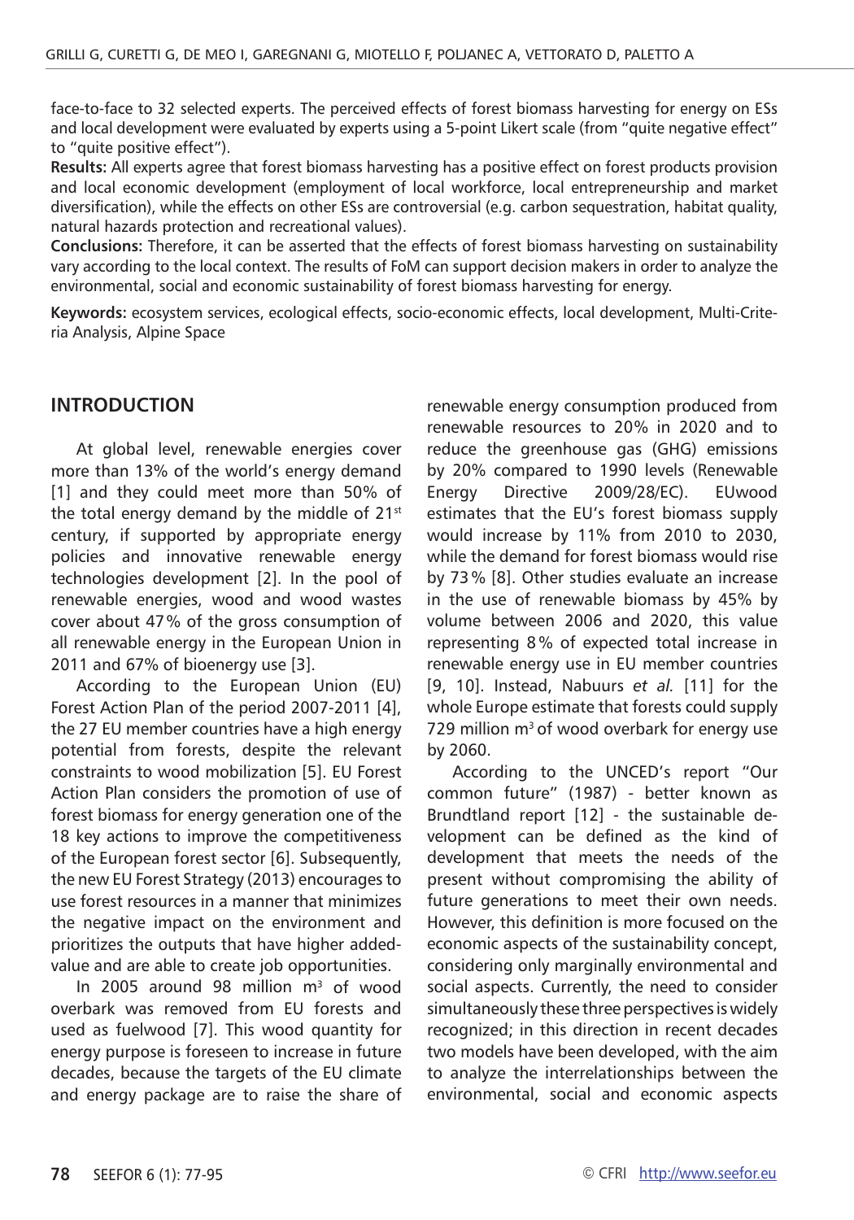face-to-face to 32 selected experts. The perceived effects of forest biomass harvesting for energy on ESs and local development were evaluated by experts using a 5-point Likert scale (from "quite negative effect" to "quite positive effect").

**Results:** All experts agree that forest biomass harvesting has a positive effect on forest products provision and local economic development (employment of local workforce, local entrepreneurship and market diversification), while the effects on other ESs are controversial (e.g. carbon sequestration, habitat quality, natural hazards protection and recreational values).

**Conclusions:** Therefore, it can be asserted that the effects of forest biomass harvesting on sustainability vary according to the local context. The results of FoM can support decision makers in order to analyze the environmental, social and economic sustainability of forest biomass harvesting for energy.

**Keywords:** ecosystem services, ecological effects, socio-economic effects, local development, Multi-Criteria Analysis, Alpine Space

## INTRODUCTION

At global level, renewable energies cover more than 13% of the world's energy demand [1] and they could meet more than 50% of the total energy demand by the middle of 21st century, if supported by appropriate energy policies and innovative renewable energy technologies development [2]. In the pool of renewable energies, wood and wood wastes cover about 47% of the gross consumption of all renewable energy in the European Union in 2011 and 67% of bioenergy use [3].

According to the European Union (EU) Forest Action Plan of the period 2007-2011 [4], the 27 EU member countries have a high energy potential from forests, despite the relevant constraints to wood mobilization [5]. EU Forest Action Plan considers the promotion of use of forest biomass for energy generation one of the 18 key actions to improve the competitiveness of the European forest sector [6]. Subsequently, the new EU Forest Strategy (2013) encourages to use forest resources in a manner that minimizes the negative impact on the environment and prioritizes the outputs that have higher added-value and are able to create job opportunities.

In 2005 around 98 million m$^3$ of wood overbark was removed from EU forests and used as fuelwood [7]. This wood quantity for energy purpose is foreseen to increase in future decades, because the targets of the EU climate and energy package are to raise the share of renewable energy consumption produced from renewable resources to 20% in 2020 and to reduce the greenhouse gas (GHG) emissions by 20% compared to 1990 levels (Renewable Energy Directive 2009/28/EC). EUwood estimates that the EU's forest biomass supply would increase by 11% from 2010 to 2030, while the demand for forest biomass would rise by 73% [8]. Other studies evaluate an increase in the use of renewable biomass by 45% by volume between 2006 and 2020, this value representing 8% of expected total increase in renewable energy use in EU member countries [9, 10]. Instead, Nabuurs *et al.* [11] for the whole Europe estimate that forests could supply 729 million m$^3$ of wood overbark for energy use by 2060.

According to the UNCED's report "Our common future" (1987) - better known as Brundtland report [12] - the sustainable development can be defined as the kind of development that meets the needs of the present without compromising the ability of future generations to meet their own needs. However, this definition is more focused on the economic aspects of the sustainability concept, considering only marginally environmental and social aspects. Currently, the need to consider simultaneously these three perspectives is widely recognized; in this direction in recent decades two models have been developed, with the aim to analyze the interrelationships between the environmental, social and economic aspects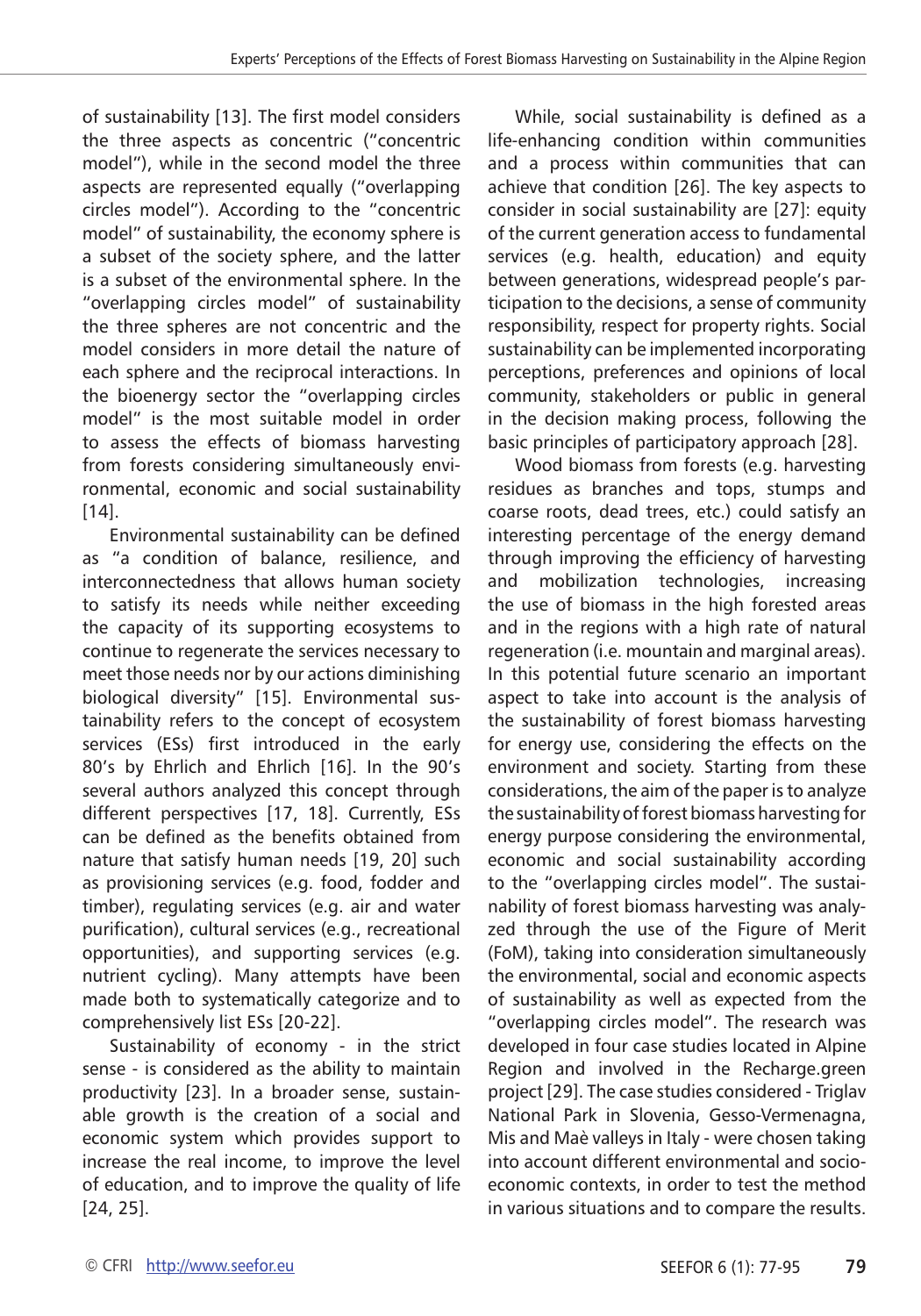of sustainability [13]. The first model considers the three aspects as concentric ("concentric model"), while in the second model the three aspects are represented equally ("overlapping circles model"). According to the "concentric model" of sustainability, the economy sphere is a subset of the society sphere, and the latter is a subset of the environmental sphere. In the "overlapping circles model" of sustainability the three spheres are not concentric and the model considers in more detail the nature of each sphere and the reciprocal interactions. In the bioenergy sector the "overlapping circles model" is the most suitable model in order to assess the effects of biomass harvesting from forests considering simultaneously environmental, economic and social sustainability [14].

Environmental sustainability can be defined as "a condition of balance, resilience, and interconnectedness that allows human society to satisfy its needs while neither exceeding the capacity of its supporting ecosystems to continue to regenerate the services necessary to meet those needs nor by our actions diminishing biological diversity" [15]. Environmental sustainability refers to the concept of ecosystem services (ESs) first introduced in the early 80's by Ehrlich and Ehrlich [16]. In the 90's several authors analyzed this concept through different perspectives [17, 18]. Currently, ESs can be defined as the benefits obtained from nature that satisfy human needs [19, 20] such as provisioning services (e.g. food, fodder and timber), regulating services (e.g. air and water purification), cultural services (e.g., recreational opportunities), and supporting services (e.g. nutrient cycling). Many attempts have been made both to systematically categorize and to comprehensively list ESs [20-22].

Sustainability of economy - in the strict sense - is considered as the ability to maintain productivity [23]. In a broader sense, sustainable growth is the creation of a social and economic system which provides support to increase the real income, to improve the level of education, and to improve the quality of life [24, 25].

While, social sustainability is defined as a life-enhancing condition within communities and a process within communities that can achieve that condition [26]. The key aspects to consider in social sustainability are [27]: equity of the current generation access to fundamental services (e.g. health, education) and equity between generations, widespread people's participation to the decisions, a sense of community responsibility, respect for property rights. Social sustainability can be implemented incorporating perceptions, preferences and opinions of local community, stakeholders or public in general in the decision making process, following the basic principles of participatory approach [28].

Wood biomass from forests (e.g. harvesting residues as branches and tops, stumps and coarse roots, dead trees, etc.) could satisfy an interesting percentage of the energy demand through improving the efficiency of harvesting and mobilization technologies, increasing the use of biomass in the high forested areas and in the regions with a high rate of natural regeneration (i.e. mountain and marginal areas). In this potential future scenario an important aspect to take into account is the analysis of the sustainability of forest biomass harvesting for energy use, considering the effects on the environment and society. Starting from these considerations, the aim of the paper is to analyze the sustainability of forest biomass harvesting for energy purpose considering the environmental, economic and social sustainability according to the "overlapping circles model". The sustainability of forest biomass harvesting was analyzed through the use of the Figure of Merit (FoM), taking into consideration simultaneously the environmental, social and economic aspects of sustainability as well as expected from the "overlapping circles model". The research was developed in four case studies located in Alpine Region and involved in the Recharge.green project [29]. The case studies considered - Triglav National Park in Slovenia, Gesso-Vermenagna, Mis and Maè valleys in Italy - were chosen taking into account different environmental and socio-economic contexts, in order to test the method in various situations and to compare the results.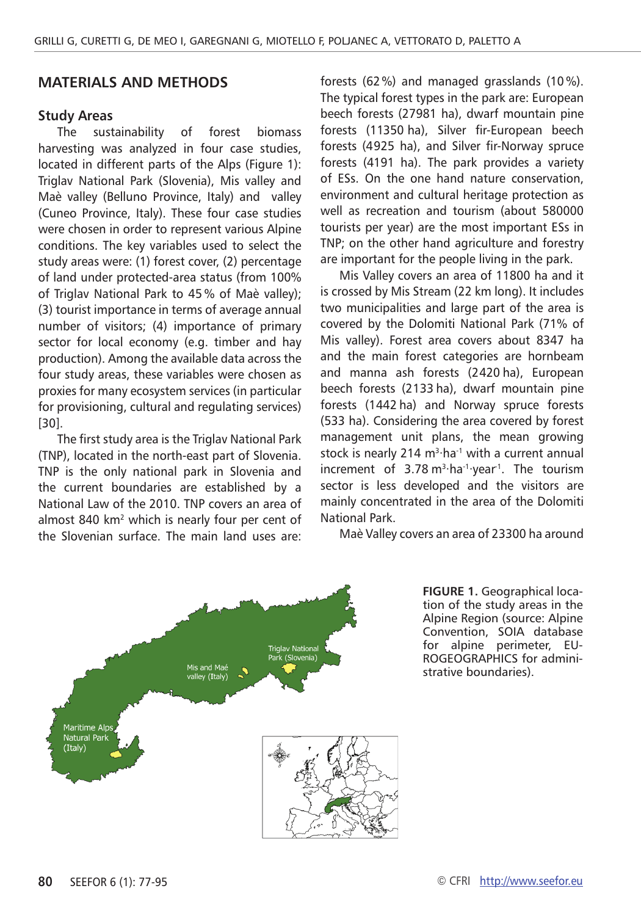## MATERIALS AND METHODS

### Study Areas

The sustainability of forest biomass harvesting was analyzed in four case studies, located in different parts of the Alps (Figure 1): Triglav National Park (Slovenia), Mis valley and Maè valley (Belluno Province, Italy) and  valley (Cuneo Province, Italy). These four case studies were chosen in order to represent various Alpine conditions. The key variables used to select the study areas were: (1) forest cover, (2) percentage of land under protected-area status (from 100% of Triglav National Park to 45 % of Maè valley); (3) tourist importance in terms of average annual number of visitors; (4) importance of primary sector for local economy (e.g. timber and hay production). Among the available data across the four study areas, these variables were chosen as proxies for many ecosystem services (in particular for provisioning, cultural and regulating services) [30].

The first study area is the Triglav National Park (TNP), located in the north-east part of Slovenia. TNP is the only national park in Slovenia and the current boundaries are established by a National Law of the 2010. TNP covers an area of almost 840 km$^2$ which is nearly four per cent of the Slovenian surface. The main land uses are: forests (62 %) and managed grasslands (10 %). The typical forest types in the park are: European beech forests (27981 ha), dwarf mountain pine forests (11350 ha), Silver fir-European beech forests (4925 ha), and Silver fir-Norway spruce forests (4191 ha). The park provides a variety of ESs. On the one hand nature conservation, environment and cultural heritage protection as well as recreation and tourism (about 580000 tourists per year) are the most important ESs in TNP; on the other hand agriculture and forestry are important for the people living in the park.

Mis Valley covers an area of 11800 ha and it is crossed by Mis Stream (22 km long). It includes two municipalities and large part of the area is covered by the Dolomiti National Park (71% of Mis valley). Forest area covers about 8347 ha and the main forest categories are hornbeam and manna ash forests (2420 ha), European beech forests (2133 ha), dwarf mountain pine forests (1442 ha) and Norway spruce forests (533 ha). Considering the area covered by forest management unit plans, the mean growing stock is nearly 214 m$^3$·ha$^{-1}$ with a current annual increment of 3.78 m$^3$·ha$^{-1}$·year$^{-1}$. The tourism sector is less developed and the visitors are mainly concentrated in the area of the Dolomiti National Park.

Maè Valley covers an area of 23300 ha around

**FIGURE 1.** Geographical location of the study areas in the Alpine Region (source: Alpine Convention, SOIA database for alpine perimeter, EUROGEOGRAPHICS for administrative boundaries).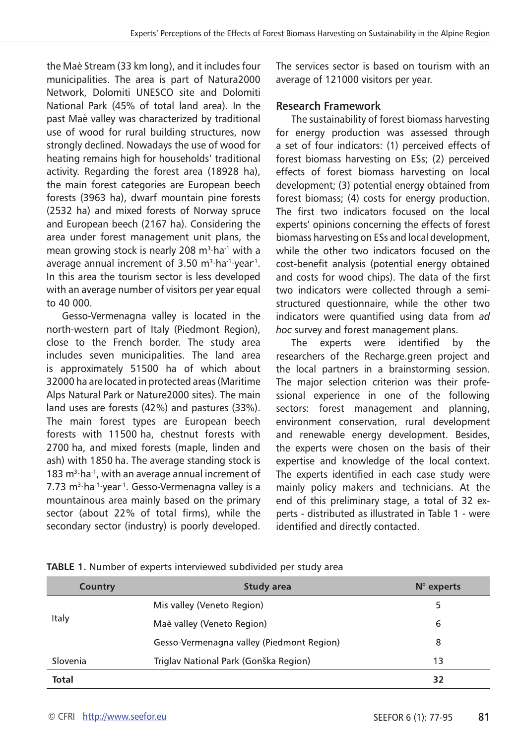the Maè Stream (33 km long), and it includes four municipalities. The area is part of Natura2000 Network, Dolomiti UNESCO site and Dolomiti National Park (45% of total land area). In the past Maè valley was characterized by traditional use of wood for rural building structures, now strongly declined. Nowadays the use of wood for heating remains high for households' traditional activity. Regarding the forest area (18928 ha), the main forest categories are European beech forests (3963 ha), dwarf mountain pine forests (2532 ha) and mixed forests of Norway spruce and European beech (2167 ha). Considering the area under forest management unit plans, the mean growing stock is nearly 208 $m^3 \cdot ha^{-1}$ with a average annual increment of 3.50 $m^3 \cdot ha^{-1} \cdot year^{-1}$. In this area the tourism sector is less developed with an average number of visitors per year equal to 40 000.

Gesso-Vermenagna valley is located in the north-western part of Italy (Piedmont Region), close to the French border. The study area includes seven municipalities. The land area is approximately 51500 ha of which about 32000 ha are located in protected areas (Maritime Alps Natural Park or Nature2000 sites). The main land uses are forests (42%) and pastures (33%). The main forest types are European beech forests with 11500 ha, chestnut forests with 2700 ha, and mixed forests (maple, linden and ash) with 1850 ha. The average standing stock is 183 $m^3 \cdot ha^{-1}$, with an average annual increment of 7.73 $m^3 \cdot ha^{-1} \cdot year^{-1}$. Gesso-Vermenagna valley is a mountainous area mainly based on the primary sector (about 22% of total firms), while the secondary sector (industry) is poorly developed. The services sector is based on tourism with an average of 121000 visitors per year.

## Research Framework

The sustainability of forest biomass harvesting for energy production was assessed through a set of four indicators: (1) perceived effects of forest biomass harvesting on ESs; (2) perceived effects of forest biomass harvesting on local development; (3) potential energy obtained from forest biomass; (4) costs for energy production. The first two indicators focused on the local experts' opinions concerning the effects of forest biomass harvesting on ESs and local development, while the other two indicators focused on the cost-benefit analysis (potential energy obtained and costs for wood chips). The data of the first two indicators were collected through a semi-structured questionnaire, while the other two indicators were quantified using data from *ad hoc* survey and forest management plans.

The experts were identified by the researchers of the Recharge.green project and the local partners in a brainstorming session. The major selection criterion was their professional experience in one of the following sectors: forest management and planning, environment conservation, rural development and renewable energy development. Besides, the experts were chosen on the basis of their expertise and knowledge of the local context. The experts identified in each case study were mainly policy makers and technicians. At the end of this preliminary stage, a total of 32 experts - distributed as illustrated in Table 1 - were identified and directly contacted.

**TABLE 1.** Number of experts interviewed subdivided per study area

| Country | Study area | N° experts |
|---|---|---|
| Italy | Mis valley (Veneto Region) | 5 |
| | Maè valley (Veneto Region) | 6 |
| | Gesso-Vermenagna valley (Piedmont Region) | 8 |
| Slovenia | Triglav National Park (Gonška Region) | 13 |
| **Total** | | **32** |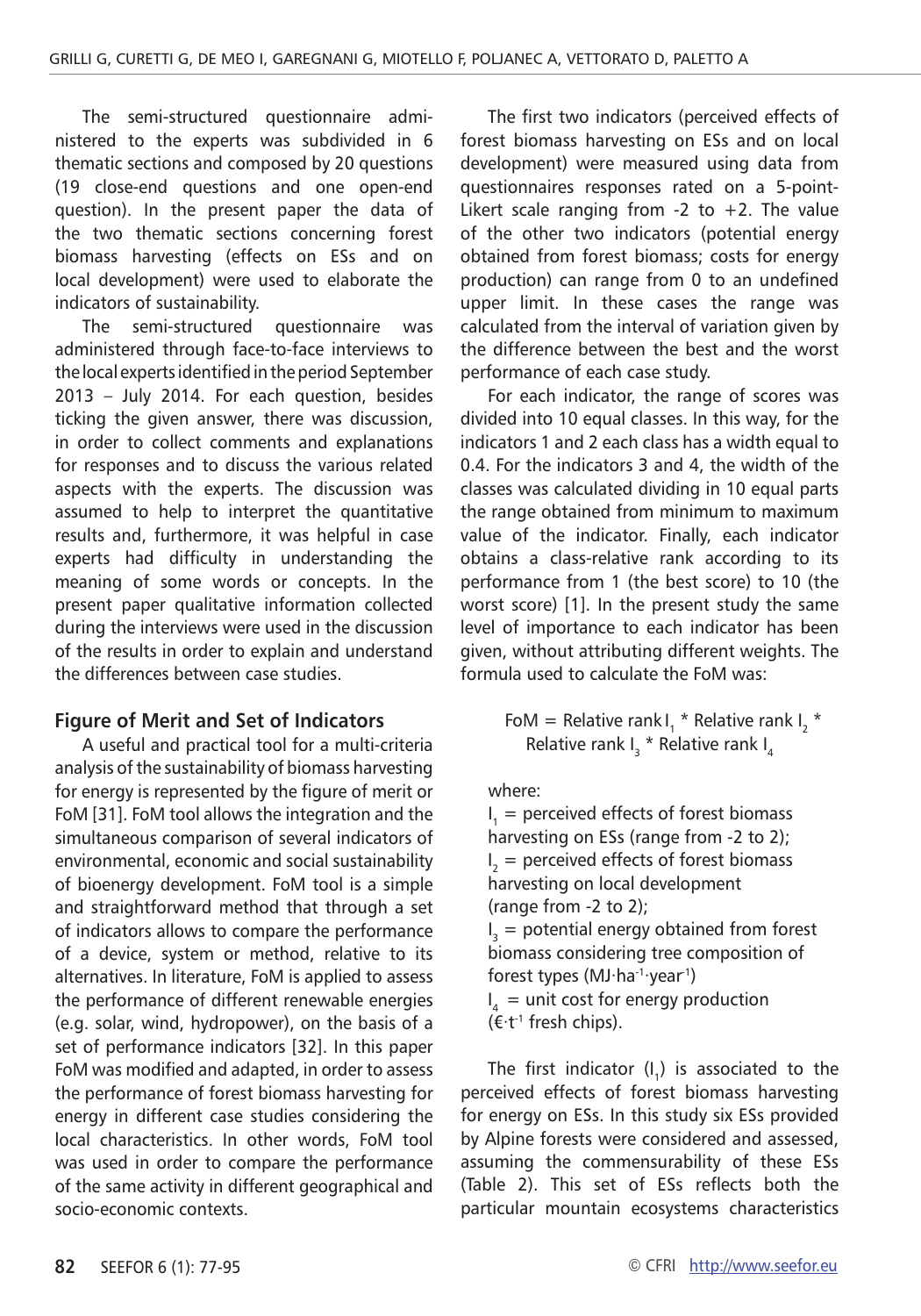The semi-structured questionnaire administered to the experts was subdivided in 6 thematic sections and composed by 20 questions (19 close-end questions and one open-end question). In the present paper the data of the two thematic sections concerning forest biomass harvesting (effects on ESs and on local development) were used to elaborate the indicators of sustainability.

The semi-structured questionnaire was administered through face-to-face interviews to the local experts identified in the period September 2013 – July 2014. For each question, besides ticking the given answer, there was discussion, in order to collect comments and explanations for responses and to discuss the various related aspects with the experts. The discussion was assumed to help to interpret the quantitative results and, furthermore, it was helpful in case experts had difficulty in understanding the meaning of some words or concepts. In the present paper qualitative information collected during the interviews were used in the discussion of the results in order to explain and understand the differences between case studies.

## Figure of Merit and Set of Indicators

A useful and practical tool for a multi-criteria analysis of the sustainability of biomass harvesting for energy is represented by the figure of merit or FoM [31]. FoM tool allows the integration and the simultaneous comparison of several indicators of environmental, economic and social sustainability of bioenergy development. FoM tool is a simple and straightforward method that through a set of indicators allows to compare the performance of a device, system or method, relative to its alternatives. In literature, FoM is applied to assess the performance of different renewable energies (e.g. solar, wind, hydropower), on the basis of a set of performance indicators [32]. In this paper FoM was modified and adapted, in order to assess the performance of forest biomass harvesting for energy in different case studies considering the local characteristics. In other words, FoM tool was used in order to compare the performance of the same activity in different geographical and socio-economic contexts.

The first two indicators (perceived effects of forest biomass harvesting on ESs and on local development) were measured using data from questionnaires responses rated on a 5-point-Likert scale ranging from -2 to +2. The value of the other two indicators (potential energy obtained from forest biomass; costs for energy production) can range from 0 to an undefined upper limit. In these cases the range was calculated from the interval of variation given by the difference between the best and the worst performance of each case study.

For each indicator, the range of scores was divided into 10 equal classes. In this way, for the indicators 1 and 2 each class has a width equal to 0.4. For the indicators 3 and 4, the width of the classes was calculated dividing in 10 equal parts the range obtained from minimum to maximum value of the indicator. Finally, each indicator obtains a class-relative rank according to its performance from 1 (the best score) to 10 (the worst score) [1]. In the present study the same level of importance to each indicator has been given, without attributing different weights. The formula used to calculate the FoM was:

$$\text{FoM} = \text{Relative rank } I_1 * \text{Relative rank } I_2 * \text{Relative rank } I_3 * \text{Relative rank } I_4$$

where:

$I_1$ = perceived effects of forest biomass harvesting on ESs (range from -2 to 2);
$I_2$ = perceived effects of forest biomass harvesting on local development (range from -2 to 2);
$I_3$ = potential energy obtained from forest biomass considering tree composition of forest types ($\text{MJ}\cdot\text{ha}^{-1}\cdot\text{year}^{-1}$)
$I_4$ = unit cost for energy production ($€\cdot\text{t}^{-1}$ fresh chips).

The first indicator ($I_1$) is associated to the perceived effects of forest biomass harvesting for energy on ESs. In this study six ESs provided by Alpine forests were considered and assessed, assuming the commensurability of these ESs (Table 2). This set of ESs reflects both the particular mountain ecosystems characteristics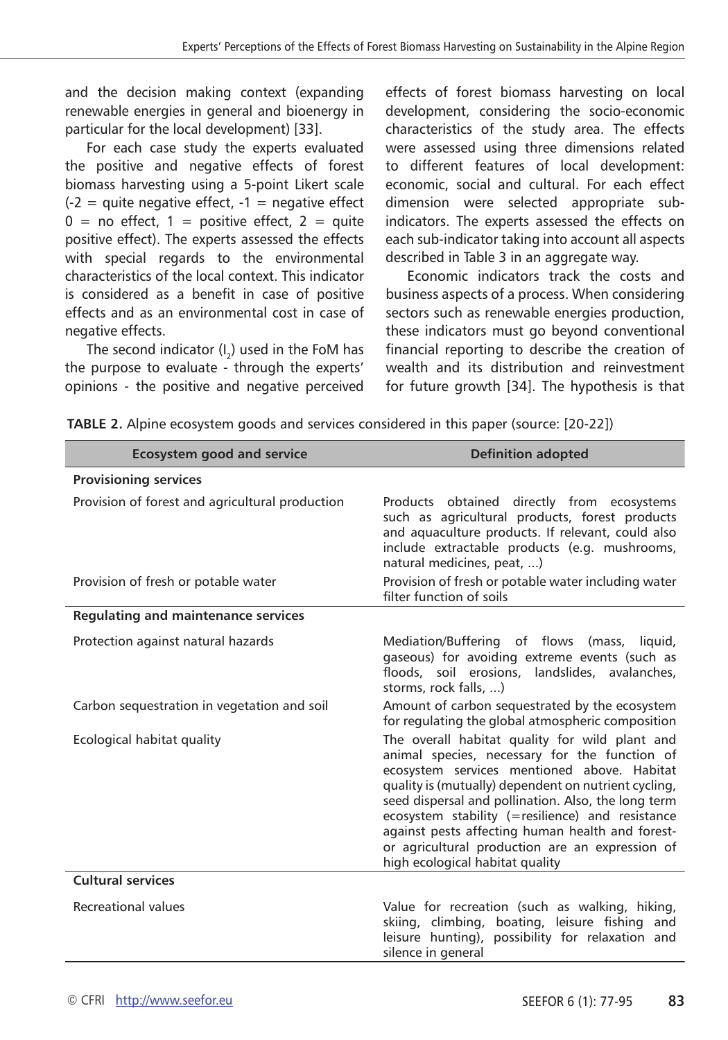and the decision making context (expanding renewable energies in general and bioenergy in particular for the local development) [33].

For each case study the experts evaluated the positive and negative effects of forest biomass harvesting using a 5-point Likert scale (-2 = quite negative effect, -1 = negative effect 0 = no effect, 1 = positive effect, 2 = quite positive effect). The experts assessed the effects with special regards to the environmental characteristics of the local context. This indicator is considered as a benefit in case of positive effects and as an environmental cost in case of negative effects.

The second indicator ($I_2$) used in the FoM has the purpose to evaluate - through the experts' opinions - the positive and negative perceived effects of forest biomass harvesting on local development, considering the socio-economic characteristics of the study area. The effects were assessed using three dimensions related to different features of local development: economic, social and cultural. For each effect dimension were selected appropriate sub-indicators. The experts assessed the effects on each sub-indicator taking into account all aspects described in Table 3 in an aggregate way.

Economic indicators track the costs and business aspects of a process. When considering sectors such as renewable energies production, these indicators must go beyond conventional financial reporting to describe the creation of wealth and its distribution and reinvestment for future growth [34]. The hypothesis is that

**TABLE 2.** Alpine ecosystem goods and services considered in this paper (source: [20-22])

| Ecosystem good and service | Definition adopted |
|---|---|
| **Provisioning services** | |
| Provision of forest and agricultural production | Products obtained directly from ecosystems such as agricultural products, forest products and aquaculture products. If relevant, could also include extractable products (e.g. mushrooms, natural medicines, peat, ...) |
| Provision of fresh or potable water | Provision of fresh or potable water including water filter function of soils |
| **Regulating and maintenance services** | |
| Protection against natural hazards | Mediation/Buffering of flows (mass, liquid, gaseous) for avoiding extreme events (such as floods, soil erosions, landslides, avalanches, storms, rock falls, ...) |
| Carbon sequestration in vegetation and soil | Amount of carbon sequestrated by the ecosystem for regulating the global atmospheric composition |
| Ecological habitat quality | The overall habitat quality for wild plant and animal species, necessary for the function of ecosystem services mentioned above. Habitat quality is (mutually) dependent on nutrient cycling, seed dispersal and pollination. Also, the long term ecosystem stability (=resilience) and resistance against pests affecting human health and forest- or agricultural production are an expression of high ecological habitat quality |
| **Cultural services** | |
| Recreational values | Value for recreation (such as walking, hiking, skiing, climbing, boating, leisure fishing and leisure hunting), possibility for relaxation and silence in general |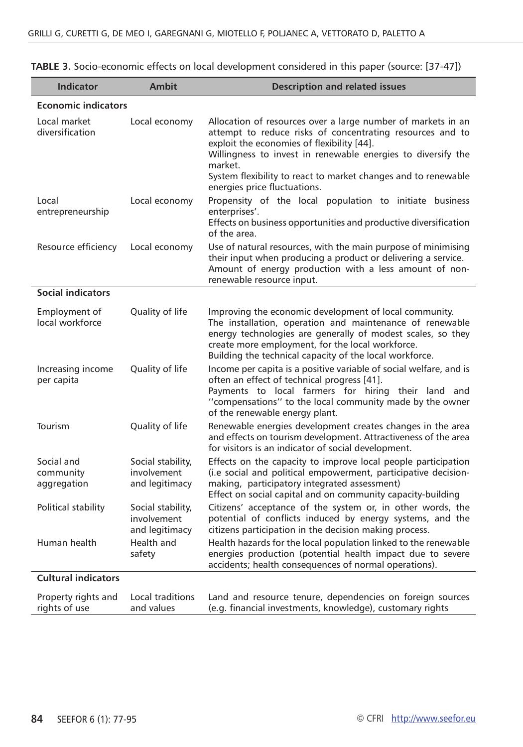**TABLE 3.** Socio-economic effects on local development considered in this paper (source: [37-47])

| Indicator | Ambit | Description and related issues |
|---|---|---|
| **Economic indicators** | | |
| Local market diversification | Local economy | Allocation of resources over a large number of markets in an attempt to reduce risks of concentrating resources and to exploit the economies of flexibility [44].<br>Willingness to invest in renewable energies to diversify the market.<br>System flexibility to react to market changes and to renewable energies price fluctuations. |
| Local entrepreneurship | Local economy | Propensity of the local population to initiate business enterprises'.<br>Effects on business opportunities and productive diversification of the area. |
| Resource efficiency | Local economy | Use of natural resources, with the main purpose of minimising their input when producing a product or delivering a service.<br>Amount of energy production with a less amount of non-renewable resource input. |
| **Social indicators** | | |
| Employment of local workforce | Quality of life | Improving the economic development of local community.<br>The installation, operation and maintenance of renewable energy technologies are generally of modest scales, so they create more employment, for the local workforce.<br>Building the technical capacity of the local workforce. |
| Increasing income per capita | Quality of life | Income per capita is a positive variable of social welfare, and is often an effect of technical progress [41].<br>Payments to local farmers for hiring their land and ''compensations'' to the local community made by the owner of the renewable energy plant. |
| Tourism | Quality of life | Renewable energies development creates changes in the area and effects on tourism development. Attractiveness of the area for visitors is an indicator of social development. |
| Social and community aggregation | Social stability, involvement and legitimacy | Effects on the capacity to improve local people participation (i.e social and political empowerment, participative decision-making, participatory integrated assessment)<br>Effect on social capital and on community capacity-building |
| Political stability | Social stability, involvement and legitimacy | Citizens' acceptance of the system or, in other words, the potential of conflicts induced by energy systems, and the citizens participation in the decision making process. |
| Human health | Health and safety | Health hazards for the local population linked to the renewable energies production (potential health impact due to severe accidents; health consequences of normal operations). |
| **Cultural indicators** | | |
| Property rights and rights of use | Local traditions and values | Land and resource tenure, dependencies on foreign sources (e.g. financial investments, knowledge), customary rights |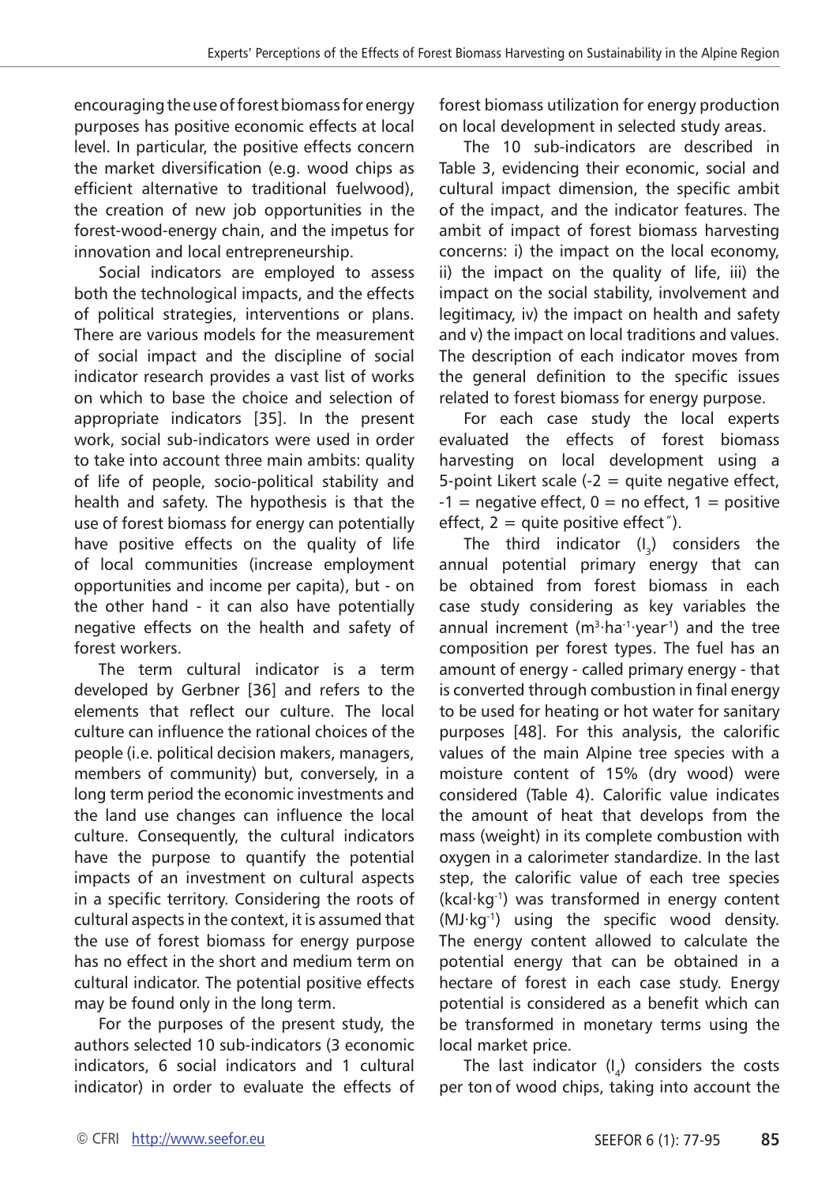encouraging the use of forest biomass for energy purposes has positive economic effects at local level. In particular, the positive effects concern the market diversification (e.g. wood chips as efficient alternative to traditional fuelwood), the creation of new job opportunities in the forest-wood-energy chain, and the impetus for innovation and local entrepreneurship.

Social indicators are employed to assess both the technological impacts, and the effects of political strategies, interventions or plans. There are various models for the measurement of social impact and the discipline of social indicator research provides a vast list of works on which to base the choice and selection of appropriate indicators [35]. In the present work, social sub-indicators were used in order to take into account three main ambits: quality of life of people, socio-political stability and health and safety. The hypothesis is that the use of forest biomass for energy can potentially have positive effects on the quality of life of local communities (increase employment opportunities and income per capita), but - on the other hand - it can also have potentially negative effects on the health and safety of forest workers.

The term cultural indicator is a term developed by Gerbner [36] and refers to the elements that reflect our culture. The local culture can influence the rational choices of the people (i.e. political decision makers, managers, members of community) but, conversely, in a long term period the economic investments and the land use changes can influence the local culture. Consequently, the cultural indicators have the purpose to quantify the potential impacts of an investment on cultural aspects in a specific territory. Considering the roots of cultural aspects in the context, it is assumed that the use of forest biomass for energy purpose has no effect in the short and medium term on cultural indicator. The potential positive effects may be found only in the long term.

For the purposes of the present study, the authors selected 10 sub-indicators (3 economic indicators, 6 social indicators and 1 cultural indicator) in order to evaluate the effects of forest biomass utilization for energy production on local development in selected study areas.

The 10 sub-indicators are described in Table 3, evidencing their economic, social and cultural impact dimension, the specific ambit of the impact, and the indicator features. The ambit of impact of forest biomass harvesting concerns: i) the impact on the local economy, ii) the impact on the quality of life, iii) the impact on the social stability, involvement and legitimacy, iv) the impact on health and safety and v) the impact on local traditions and values. The description of each indicator moves from the general definition to the specific issues related to forest biomass for energy purpose.

For each case study the local experts evaluated the effects of forest biomass harvesting on local development using a 5-point Likert scale (-2 = quite negative effect, -1 = negative effect, 0 = no effect, 1 = positive effect, 2 = quite positive effect˝).

The third indicator ($I_3$) considers the annual potential primary energy that can be obtained from forest biomass in each case study considering as key variables the annual increment ($m^3 \cdot ha^{-1} \cdot year^{-1}$) and the tree composition per forest types. The fuel has an amount of energy - called primary energy - that is converted through combustion in final energy to be used for heating or hot water for sanitary purposes [48]. For this analysis, the calorific values of the main Alpine tree species with a moisture content of 15% (dry wood) were considered (Table 4). Calorific value indicates the amount of heat that develops from the mass (weight) in its complete combustion with oxygen in a calorimeter standardize. In the last step, the calorific value of each tree species ($kcal \cdot kg^{-1}$) was transformed in energy content ($MJ \cdot kg^{-1}$) using the specific wood density. The energy content allowed to calculate the potential energy that can be obtained in a hectare of forest in each case study. Energy potential is considered as a benefit which can be transformed in monetary terms using the local market price.

The last indicator ($I_4$) considers the costs per ton of wood chips, taking into account the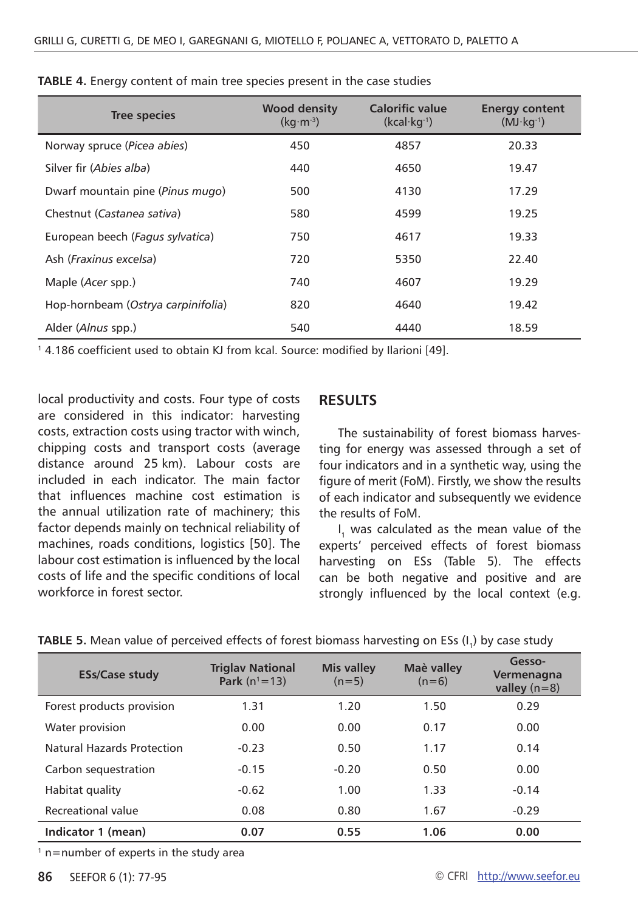**TABLE 4.** Energy content of main tree species present in the case studies

| Tree species | Wood density (kg·m$^{-3}$) | Calorific value (kcal·kg$^{-1}$) | Energy content (MJ·kg$^{-1}$) |
|---|---|---|---|
| Norway spruce (*Picea abies*) | 450 | 4857 | 20.33 |
| Silver fir (*Abies alba*) | 440 | 4650 | 19.47 |
| Dwarf mountain pine (*Pinus mugo*) | 500 | 4130 | 17.29 |
| Chestnut (*Castanea sativa*) | 580 | 4599 | 19.25 |
| European beech (*Fagus sylvatica*) | 750 | 4617 | 19.33 |
| Ash (*Fraxinus excelsa*) | 720 | 5350 | 22.40 |
| Maple (*Acer* spp.) | 740 | 4607 | 19.29 |
| Hop-hornbeam (*Ostrya carpinifolia*) | 820 | 4640 | 19.42 |
| Alder (*Alnus* spp.) | 540 | 4440 | 18.59 |

[1] 4.186 coefficient used to obtain KJ from kcal. Source: modified by Ilarioni [49].

local productivity and costs. Four type of costs are considered in this indicator: harvesting costs, extraction costs using tractor with winch, chipping costs and transport costs (average distance around 25 km). Labour costs are included in each indicator. The main factor that influences machine cost estimation is the annual utilization rate of machinery; this factor depends mainly on technical reliability of machines, roads conditions, logistics [50]. The labour cost estimation is influenced by the local costs of life and the specific conditions of local workforce in forest sector.

## RESULTS

The sustainability of forest biomass harvesting for energy was assessed through a set of four indicators and in a synthetic way, using the figure of merit (FoM). Firstly, we show the results of each indicator and subsequently we evidence the results of FoM.

$I_1$ was calculated as the mean value of the experts' perceived effects of forest biomass harvesting on ESs (Table 5). The effects can be both negative and positive and are strongly influenced by the local context (e.g.

**TABLE 5.** Mean value of perceived effects of forest biomass harvesting on ESs ($I_1$) by case study

| ESs/Case study | Triglav National Park (n[1]=13) | Mis valley (n=5) | Maè valley (n=6) | Gesso-Vermenagna valley (n=8) |
|---|---|---|---|---|
| Forest products provision | 1.31 | 1.20 | 1.50 | 0.29 |
| Water provision | 0.00 | 0.00 | 0.17 | 0.00 |
| Natural Hazards Protection | -0.23 | 0.50 | 1.17 | 0.14 |
| Carbon sequestration | -0.15 | -0.20 | 0.50 | 0.00 |
| Habitat quality | -0.62 | 1.00 | 1.33 | -0.14 |
| Recreational value | 0.08 | 0.80 | 1.67 | -0.29 |
| **Indicator 1 (mean)** | **0.07** | **0.55** | **1.06** | **0.00** |

[1] n=number of experts in the study area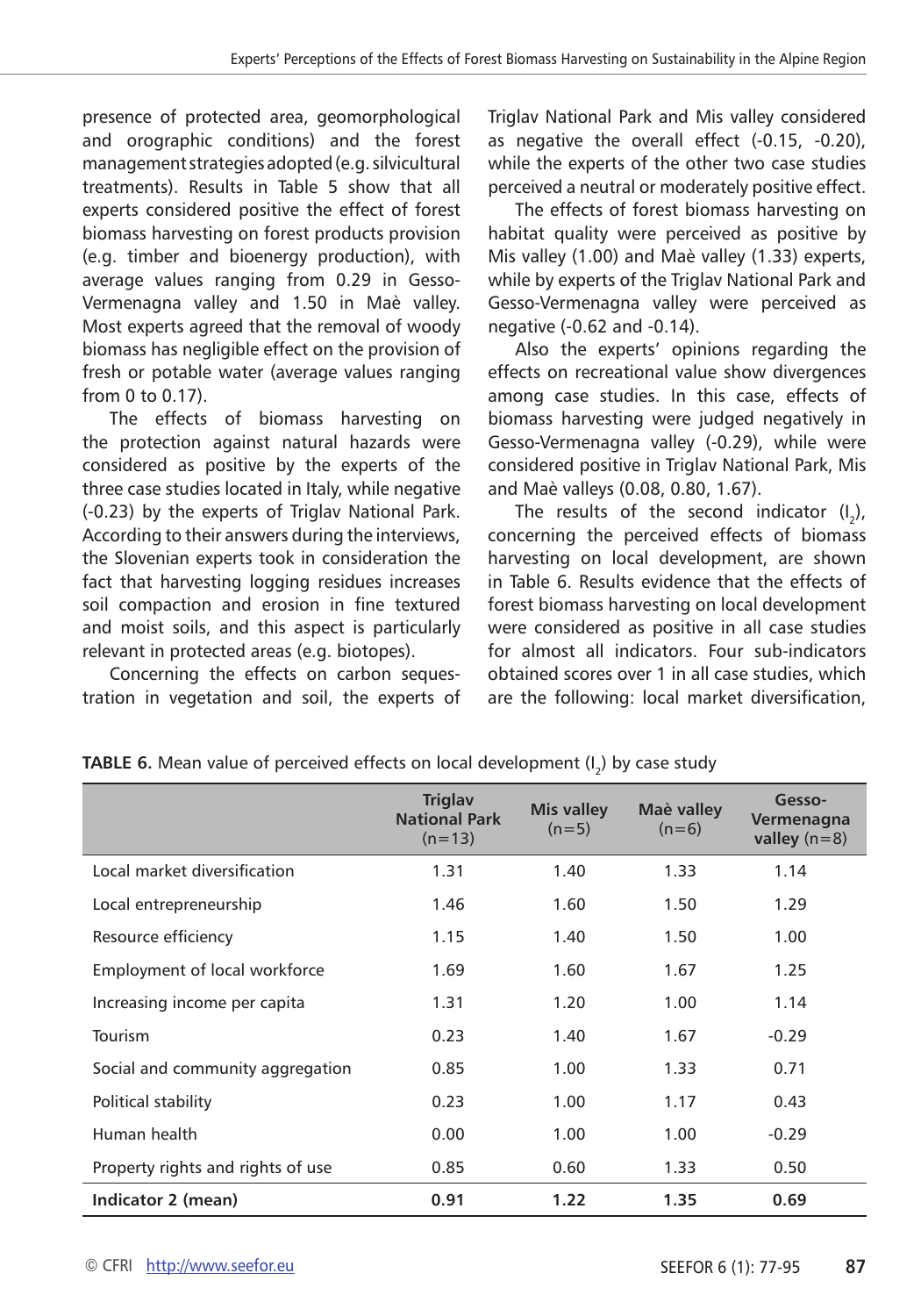presence of protected area, geomorphological and orographic conditions) and the forest management strategies adopted (e.g. silvicultural treatments). Results in Table 5 show that all experts considered positive the effect of forest biomass harvesting on forest products provision (e.g. timber and bioenergy production), with average values ranging from 0.29 in Gesso-Vermenagna valley and 1.50 in Maè valley. Most experts agreed that the removal of woody biomass has negligible effect on the provision of fresh or potable water (average values ranging from 0 to 0.17).

The effects of biomass harvesting on the protection against natural hazards were considered as positive by the experts of the three case studies located in Italy, while negative (-0.23) by the experts of Triglav National Park. According to their answers during the interviews, the Slovenian experts took in consideration the fact that harvesting logging residues increases soil compaction and erosion in fine textured and moist soils, and this aspect is particularly relevant in protected areas (e.g. biotopes).

Concerning the effects on carbon sequestration in vegetation and soil, the experts of Triglav National Park and Mis valley considered as negative the overall effect (-0.15, -0.20), while the experts of the other two case studies perceived a neutral or moderately positive effect.

The effects of forest biomass harvesting on habitat quality were perceived as positive by Mis valley (1.00) and Maè valley (1.33) experts, while by experts of the Triglav National Park and Gesso-Vermenagna valley were perceived as negative (-0.62 and -0.14).

Also the experts' opinions regarding the effects on recreational value show divergences among case studies. In this case, effects of biomass harvesting were judged negatively in Gesso-Vermenagna valley (-0.29), while were considered positive in Triglav National Park, Mis and Maè valleys (0.08, 0.80, 1.67).

The results of the second indicator ($I_2$), concerning the perceived effects of biomass harvesting on local development, are shown in Table 6. Results evidence that the effects of forest biomass harvesting on local development were considered as positive in all case studies for almost all indicators. Four sub-indicators obtained scores over 1 in all case studies, which are the following: local market diversification,

**TABLE 6.** Mean value of perceived effects on local development ($I_2$) by case study

| | Triglav National Park (n=13) | Mis valley (n=5) | Maè valley (n=6) | Gesso-Vermenagna valley (n=8) |
|---|---|---|---|---|
| Local market diversification | 1.31 | 1.40 | 1.33 | 1.14 |
| Local entrepreneurship | 1.46 | 1.60 | 1.50 | 1.29 |
| Resource efficiency | 1.15 | 1.40 | 1.50 | 1.00 |
| Employment of local workforce | 1.69 | 1.60 | 1.67 | 1.25 |
| Increasing income per capita | 1.31 | 1.20 | 1.00 | 1.14 |
| Tourism | 0.23 | 1.40 | 1.67 | -0.29 |
| Social and community aggregation | 0.85 | 1.00 | 1.33 | 0.71 |
| Political stability | 0.23 | 1.00 | 1.17 | 0.43 |
| Human health | 0.00 | 1.00 | 1.00 | -0.29 |
| Property rights and rights of use | 0.85 | 0.60 | 1.33 | 0.50 |
| **Indicator 2 (mean)** | **0.91** | **1.22** | **1.35** | **0.69** |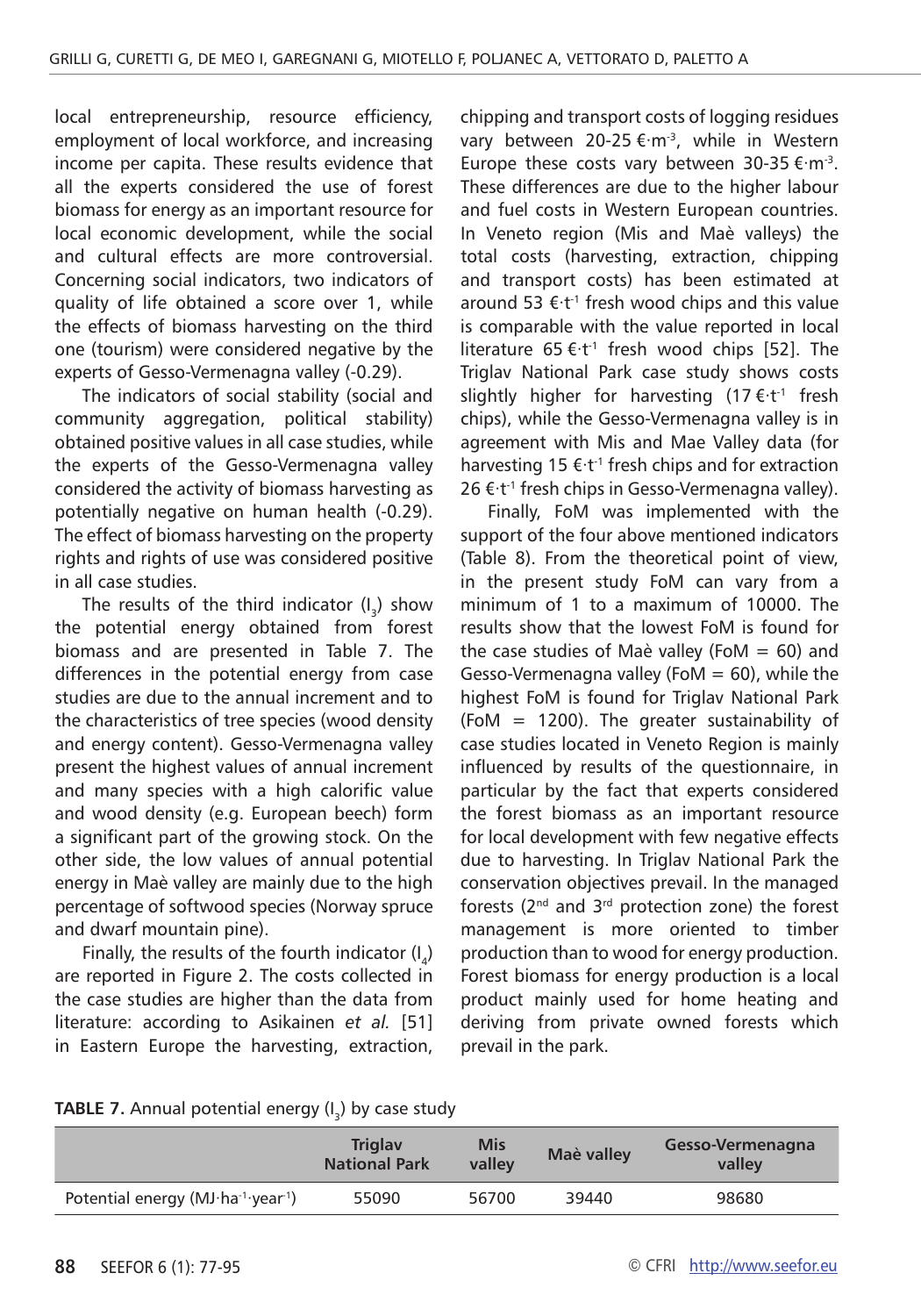local entrepreneurship, resource efficiency, employment of local workforce, and increasing income per capita. These results evidence that all the experts considered the use of forest biomass for energy as an important resource for local economic development, while the social and cultural effects are more controversial. Concerning social indicators, two indicators of quality of life obtained a score over 1, while the effects of biomass harvesting on the third one (tourism) were considered negative by the experts of Gesso-Vermenagna valley (-0.29).

The indicators of social stability (social and community aggregation, political stability) obtained positive values in all case studies, while the experts of the Gesso-Vermenagna valley considered the activity of biomass harvesting as potentially negative on human health (-0.29). The effect of biomass harvesting on the property rights and rights of use was considered positive in all case studies.

The results of the third indicator ($I_3$) show the potential energy obtained from forest biomass and are presented in Table 7. The differences in the potential energy from case studies are due to the annual increment and to the characteristics of tree species (wood density and energy content). Gesso-Vermenagna valley present the highest values of annual increment and many species with a high calorific value and wood density (e.g. European beech) form a significant part of the growing stock. On the other side, the low values of annual potential energy in Maè valley are mainly due to the high percentage of softwood species (Norway spruce and dwarf mountain pine).

Finally, the results of the fourth indicator ($I_4$) are reported in Figure 2. The costs collected in the case studies are higher than the data from literature: according to Asikainen *et al.* [51] in Eastern Europe the harvesting, extraction, chipping and transport costs of logging residues vary between 20-25 €·m$^{-3}$, while in Western Europe these costs vary between 30-35 €·m$^{-3}$. These differences are due to the higher labour and fuel costs in Western European countries. In Veneto region (Mis and Maè valleys) the total costs (harvesting, extraction, chipping and transport costs) has been estimated at around 53 €·t$^{-1}$ fresh wood chips and this value is comparable with the value reported in local literature 65 €·t$^{-1}$ fresh wood chips [52]. The Triglav National Park case study shows costs slightly higher for harvesting (17 €·t$^{-1}$ fresh chips), while the Gesso-Vermenagna valley is in agreement with Mis and Mae Valley data (for harvesting 15 €·t$^{-1}$ fresh chips and for extraction 26 €·t$^{-1}$ fresh chips in Gesso-Vermenagna valley).

Finally, FoM was implemented with the support of the four above mentioned indicators (Table 8). From the theoretical point of view, in the present study FoM can vary from a minimum of 1 to a maximum of 10000. The results show that the lowest FoM is found for the case studies of Maè valley (FoM = 60) and Gesso-Vermenagna valley (FoM = 60), while the highest FoM is found for Triglav National Park (FoM = 1200). The greater sustainability of case studies located in Veneto Region is mainly influenced by results of the questionnaire, in particular by the fact that experts considered the forest biomass as an important resource for local development with few negative effects due to harvesting. In Triglav National Park the conservation objectives prevail. In the managed forests (2nd and 3rd protection zone) the forest management is more oriented to timber production than to wood for energy production. Forest biomass for energy production is a local product mainly used for home heating and deriving from private owned forests which prevail in the park.

**TABLE 7.** Annual potential energy ($I_3$) by case study

| | Triglav National Park | Mis valley | Maè valley | Gesso-Vermenagna valley |
|---|---|---|---|---|
| Potential energy (MJ·ha$^{-1}$·year$^{-1}$) | 55090 | 56700 | 39440 | 98680 |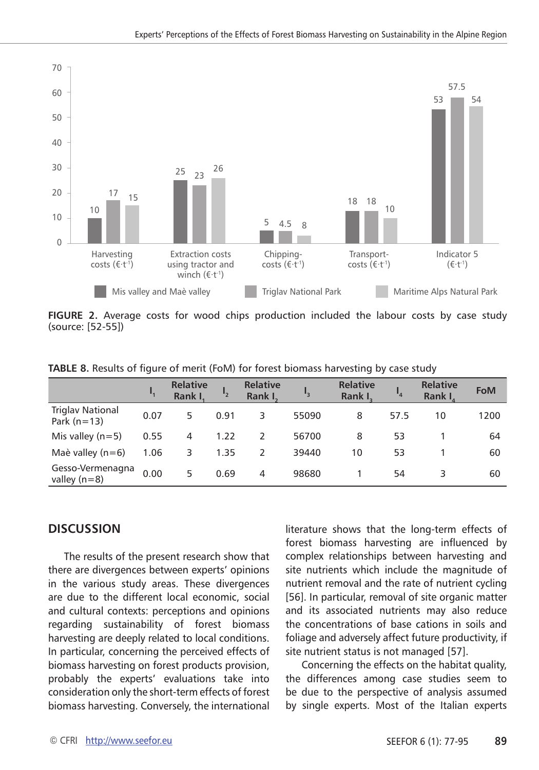FIGURE 2. Average costs for wood chips production included the labour costs by case study (source: [52-55])

TABLE 8. Results of figure of merit (FoM) for forest biomass harvesting by case study

| | $I_1$ | Relative Rank $I_1$ | $I_2$ | Relative Rank $I_2$ | $I_3$ | Relative Rank $I_3$ | $I_4$ | Relative Rank $I_4$ | FoM |
|---|---|---|---|---|---|---|---|---|---|
| Triglav National Park (n=13) | 0.07 | 5 | 0.91 | 3 | 55090 | 8 | 57.5 | 10 | 1200 |
| Mis valley (n=5) | 0.55 | 4 | 1.22 | 2 | 56700 | 8 | 53 | 1 | 64 |
| Maè valley (n=6) | 1.06 | 3 | 1.35 | 2 | 39440 | 10 | 53 | 1 | 60 |
| Gesso-Vermenagna valley (n=8) | 0.00 | 5 | 0.69 | 4 | 98680 | 1 | 54 | 3 | 60 |

## DISCUSSION

The results of the present research show that there are divergences between experts' opinions in the various study areas. These divergences are due to the different local economic, social and cultural contexts: perceptions and opinions regarding sustainability of forest biomass harvesting are deeply related to local conditions. In particular, concerning the perceived effects of biomass harvesting on forest products provision, probably the experts' evaluations take into consideration only the short-term effects of forest biomass harvesting. Conversely, the international literature shows that the long-term effects of forest biomass harvesting are influenced by complex relationships between harvesting and site nutrients which include the magnitude of nutrient removal and the rate of nutrient cycling [56]. In particular, removal of site organic matter and its associated nutrients may also reduce the concentrations of base cations in soils and foliage and adversely affect future productivity, if site nutrient status is not managed [57].

Concerning the effects on the habitat quality, the differences among case studies seem to be due to the perspective of analysis assumed by single experts. Most of the Italian experts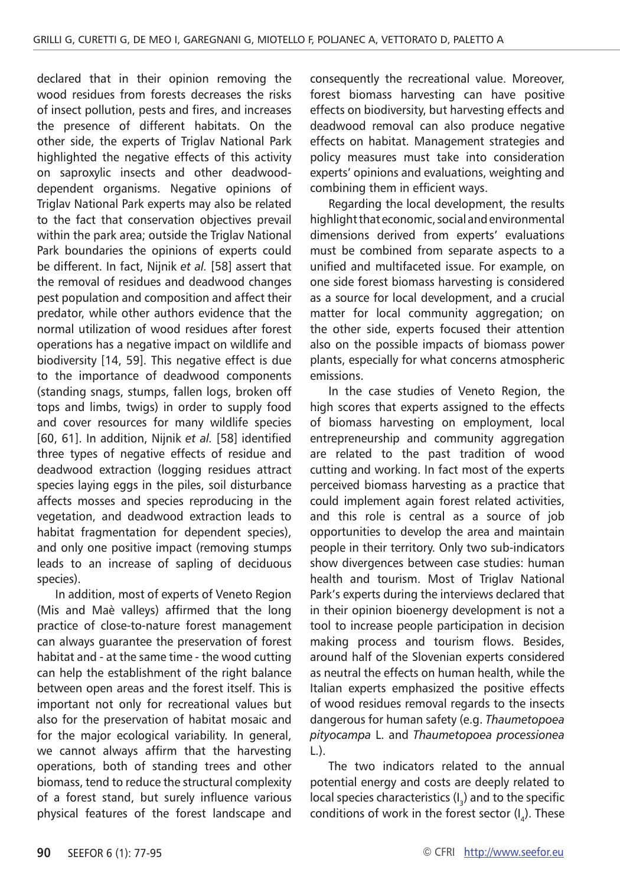declared that in their opinion removing the wood residues from forests decreases the risks of insect pollution, pests and fires, and increases the presence of different habitats. On the other side, the experts of Triglav National Park highlighted the negative effects of this activity on saproxylic insects and other deadwood-dependent organisms. Negative opinions of Triglav National Park experts may also be related to the fact that conservation objectives prevail within the park area; outside the Triglav National Park boundaries the opinions of experts could be different. In fact, Nijnik *et al.* [58] assert that the removal of residues and deadwood changes pest population and composition and affect their predator, while other authors evidence that the normal utilization of wood residues after forest operations has a negative impact on wildlife and biodiversity [14, 59]. This negative effect is due to the importance of deadwood components (standing snags, stumps, fallen logs, broken off tops and limbs, twigs) in order to supply food and cover resources for many wildlife species [60, 61]. In addition, Nijnik *et al.* [58] identified three types of negative effects of residue and deadwood extraction (logging residues attract species laying eggs in the piles, soil disturbance affects mosses and species reproducing in the vegetation, and deadwood extraction leads to habitat fragmentation for dependent species), and only one positive impact (removing stumps leads to an increase of sapling of deciduous species).

In addition, most of experts of Veneto Region (Mis and Maè valleys) affirmed that the long practice of close-to-nature forest management can always guarantee the preservation of forest habitat and - at the same time - the wood cutting can help the establishment of the right balance between open areas and the forest itself. This is important not only for recreational values but also for the preservation of habitat mosaic and for the major ecological variability. In general, we cannot always affirm that the harvesting operations, both of standing trees and other biomass, tend to reduce the structural complexity of a forest stand, but surely influence various physical features of the forest landscape and consequently the recreational value. Moreover, forest biomass harvesting can have positive effects on biodiversity, but harvesting effects and deadwood removal can also produce negative effects on habitat. Management strategies and policy measures must take into consideration experts' opinions and evaluations, weighting and combining them in efficient ways.

Regarding the local development, the results highlight that economic, social and environmental dimensions derived from experts' evaluations must be combined from separate aspects to a unified and multifaceted issue. For example, on one side forest biomass harvesting is considered as a source for local development, and a crucial matter for local community aggregation; on the other side, experts focused their attention also on the possible impacts of biomass power plants, especially for what concerns atmospheric emissions.

In the case studies of Veneto Region, the high scores that experts assigned to the effects of biomass harvesting on employment, local entrepreneurship and community aggregation are related to the past tradition of wood cutting and working. In fact most of the experts perceived biomass harvesting as a practice that could implement again forest related activities, and this role is central as a source of job opportunities to develop the area and maintain people in their territory. Only two sub-indicators show divergences between case studies: human health and tourism. Most of Triglav National Park's experts during the interviews declared that in their opinion bioenergy development is not a tool to increase people participation in decision making process and tourism flows. Besides, around half of the Slovenian experts considered as neutral the effects on human health, while the Italian experts emphasized the positive effects of wood residues removal regards to the insects dangerous for human safety (e.g. *Thaumetopoea pityocampa* L. and *Thaumetopoea processionea* L.).

The two indicators related to the annual potential energy and costs are deeply related to local species characteristics ($I_3$) and to the specific conditions of work in the forest sector ($I_4$). These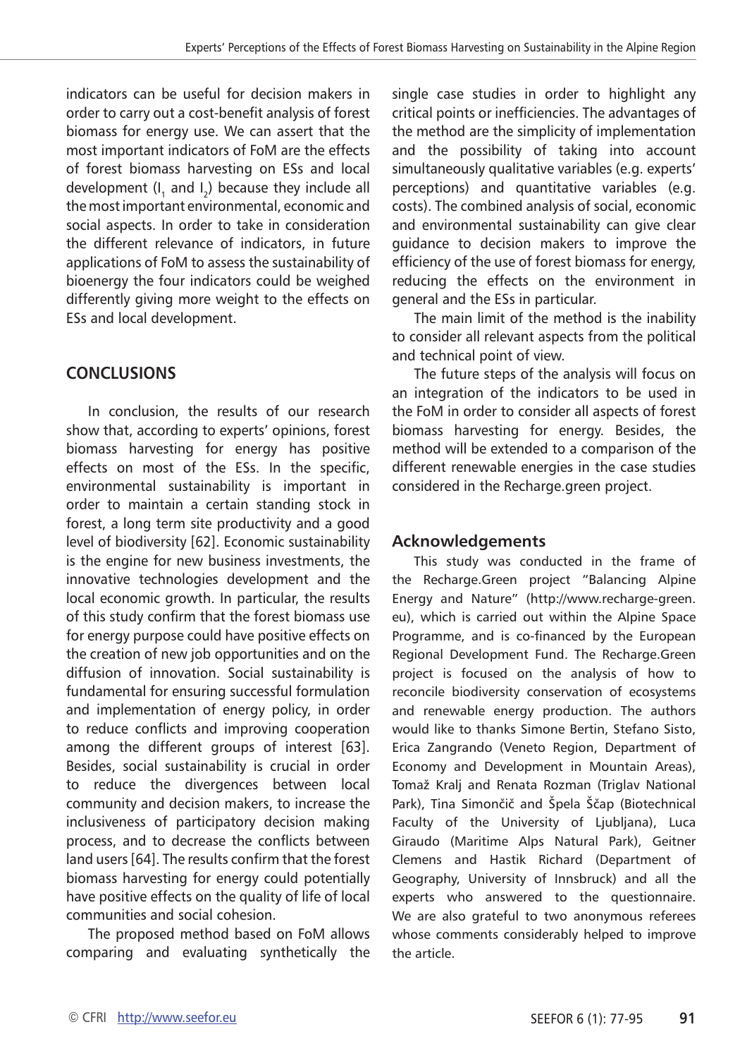indicators can be useful for decision makers in order to carry out a cost-benefit analysis of forest biomass for energy use. We can assert that the most important indicators of FoM are the effects of forest biomass harvesting on ESs and local development ($I_1$ and $I_2$) because they include all the most important environmental, economic and social aspects. In order to take in consideration the different relevance of indicators, in future applications of FoM to assess the sustainability of bioenergy the four indicators could be weighed differently giving more weight to the effects on ESs and local development.

## CONCLUSIONS

In conclusion, the results of our research show that, according to experts' opinions, forest biomass harvesting for energy has positive effects on most of the ESs. In the specific, environmental sustainability is important in order to maintain a certain standing stock in forest, a long term site productivity and a good level of biodiversity [62]. Economic sustainability is the engine for new business investments, the innovative technologies development and the local economic growth. In particular, the results of this study confirm that the forest biomass use for energy purpose could have positive effects on the creation of new job opportunities and on the diffusion of innovation. Social sustainability is fundamental for ensuring successful formulation and implementation of energy policy, in order to reduce conflicts and improving cooperation among the different groups of interest [63]. Besides, social sustainability is crucial in order to reduce the divergences between local community and decision makers, to increase the inclusiveness of participatory decision making process, and to decrease the conflicts between land users [64]. The results confirm that the forest biomass harvesting for energy could potentially have positive effects on the quality of life of local communities and social cohesion.

The proposed method based on FoM allows comparing and evaluating synthetically the single case studies in order to highlight any critical points or inefficiencies. The advantages of the method are the simplicity of implementation and the possibility of taking into account simultaneously qualitative variables (e.g. experts' perceptions) and quantitative variables (e.g. costs). The combined analysis of social, economic and environmental sustainability can give clear guidance to decision makers to improve the efficiency of the use of forest biomass for energy, reducing the effects on the environment in general and the ESs in particular.

The main limit of the method is the inability to consider all relevant aspects from the political and technical point of view.

The future steps of the analysis will focus on an integration of the indicators to be used in the FoM in order to consider all aspects of forest biomass harvesting for energy. Besides, the method will be extended to a comparison of the different renewable energies in the case studies considered in the Recharge.green project.

### Acknowledgements

This study was conducted in the frame of the Recharge.Green project "Balancing Alpine Energy and Nature" (http://www.recharge-green.eu), which is carried out within the Alpine Space Programme, and is co-financed by the European Regional Development Fund. The Recharge.Green project is focused on the analysis of how to reconcile biodiversity conservation of ecosystems and renewable energy production. The authors would like to thanks Simone Bertin, Stefano Sisto, Erica Zangrando (Veneto Region, Department of Economy and Development in Mountain Areas), Tomaž Kralj and Renata Rozman (Triglav National Park), Tina Simončič and Špela Ščap (Biotechnical Faculty of the University of Ljubljana), Luca Giraudo (Maritime Alps Natural Park), Geitner Clemens and Hastik Richard (Department of Geography, University of Innsbruck) and all the experts who answered to the questionnaire. We are also grateful to two anonymous referees whose comments considerably helped to improve the article.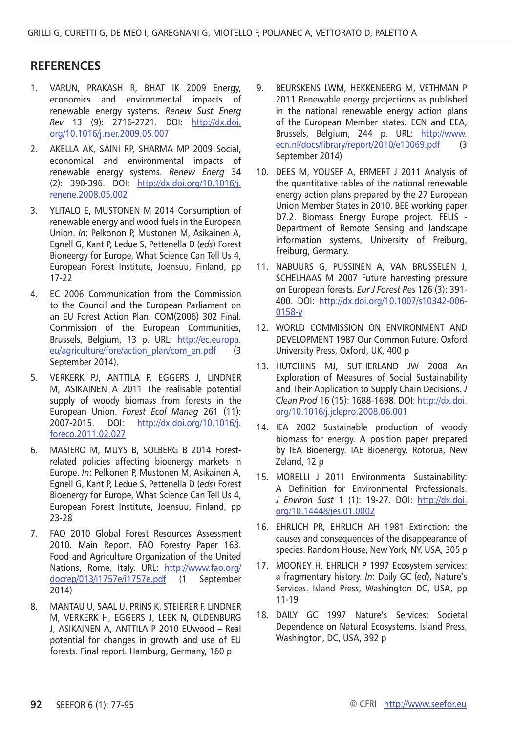## REFERENCES

1. VARUN, PRAKASH R, BHAT IK 2009 Energy, economics and environmental impacts of renewable energy systems. *Renew Sust Energ Rev* 13 (9): 2716-2721. DOI: http://dx.doi.org/10.1016/j.rser.2009.05.007
2. AKELLA AK, SAINI RP, SHARMA MP 2009 Social, economical and environmental impacts of renewable energy systems. *Renew Energ* 34 (2): 390-396. DOI: http://dx.doi.org/10.1016/j.renene.2008.05.002
3. YLITALO E, MUSTONEN M 2014 Consumption of renewable energy and wood fuels in the European Union. *In*: Pelkonon P, Mustonen M, Asikainen A, Egnell G, Kant P, Ledue S, Pettenella D (*eds*) Forest Bioneergy for Europe, What Science Can Tell Us 4, European Forest Institute, Joensuu, Finland, pp 17-22
4. EC 2006 Communication from the Commission to the Council and the European Parliament on an EU Forest Action Plan. COM(2006) 302 Final. Commission of the European Communities, Brussels, Belgium, 13 p. URL: http://ec.europa.eu/agriculture/fore/action_plan/com_en.pdf (3 September 2014).
5. VERKERK PJ, ANTTILA P, EGGERS J, LINDNER M, ASIKAINEN A 2011 The realisable potential supply of woody biomass from forests in the European Union. *Forest Ecol Manag* 261 (11): 2007-2015. DOI: http://dx.doi.org/10.1016/j.foreco.2011.02.027
6. MASIERO M, MUYS B, SOLBERG B 2014 Forest-related policies affecting bioenergy markets in Europe. *In*: Pelkonen P, Mustonen M, Asikainen A, Egnell G, Kant P, Ledue S, Pettenella D (*eds*) Forest Bioenergy for Europe, What Science Can Tell Us 4, European Forest Institute, Joensuu, Finland, pp 23-28
7. FAO 2010 Global Forest Resources Assessment 2010. Main Report. FAO Forestry Paper 163. Food and Agriculture Organization of the United Nations, Rome, Italy. URL: http://www.fao.org/docrep/013/i1757e/i1757e.pdf (1 September 2014)
8. MANTAU U, SAAL U, PRINS K, STEIERER F, LINDNER M, VERKERK H, EGGERS J, LEEK N, OLDENBURG J, ASIKAINEN A, ANTTILA P 2010 EUwood – Real potential for changes in growth and use of EU forests. Final report. Hamburg, Germany, 160 p
9. BEURSKENS LWM, HEKKENBERG M, VETHMAN P 2011 Renewable energy projections as published in the national renewable energy action plans of the European Member states. ECN and EEA, Brussels, Belgium, 244 p. URL: http://www.ecn.nl/docs/library/report/2010/e10069.pdf (3 September 2014)
10. DEES M, YOUSEF A, ERMERT J 2011 Analysis of the quantitative tables of the national renewable energy action plans prepared by the 27 European Union Member States in 2010. BEE working paper D7.2. Biomass Energy Europe project. FELIS - Department of Remote Sensing and landscape information systems, University of Freiburg, Freiburg, Germany.
11. NABUURS G, PUSSINEN A, VAN BRUSSELEN J, SCHELHAAS M 2007 Future harvesting pressure on European forests. *Eur J Forest Res* 126 (3): 391-400. DOI: http://dx.doi.org/10.1007/s10342-006-0158-y
12. WORLD COMMISSION ON ENVIRONMENT AND DEVELOPMENT 1987 Our Common Future. Oxford University Press, Oxford, UK, 400 p
13. HUTCHINS MJ, SUTHERLAND JW 2008 An Exploration of Measures of Social Sustainability and Their Application to Supply Chain Decisions. *J Clean Prod* 16 (15): 1688-1698. DOI: http://dx.doi.org/10.1016/j.jclepro.2008.06.001
14. IEA 2002 Sustainable production of woody biomass for energy. A position paper prepared by IEA Bioenergy. IAE Bioenergy, Rotorua, New Zeland, 12 p
15. MORELLI J 2011 Environmental Sustainability: A Definition for Environmental Professionals. *J Environ Sust* 1 (1): 19-27. DOI: http://dx.doi.org/10.14448/jes.01.0002
16. EHRLICH PR, EHRLICH AH 1981 Extinction: the causes and consequences of the disappearance of species. Random House, New York, NY, USA, 305 p
17. MOONEY H, EHRLICH P 1997 Ecosystem services: a fragmentary history. *In*: Daily GC (*ed*), Nature's Services. Island Press, Washington DC, USA, pp 11-19
18. DAILY GC 1997 Nature's Services: Societal Dependence on Natural Ecosystems. Island Press, Washington, DC, USA, 392 p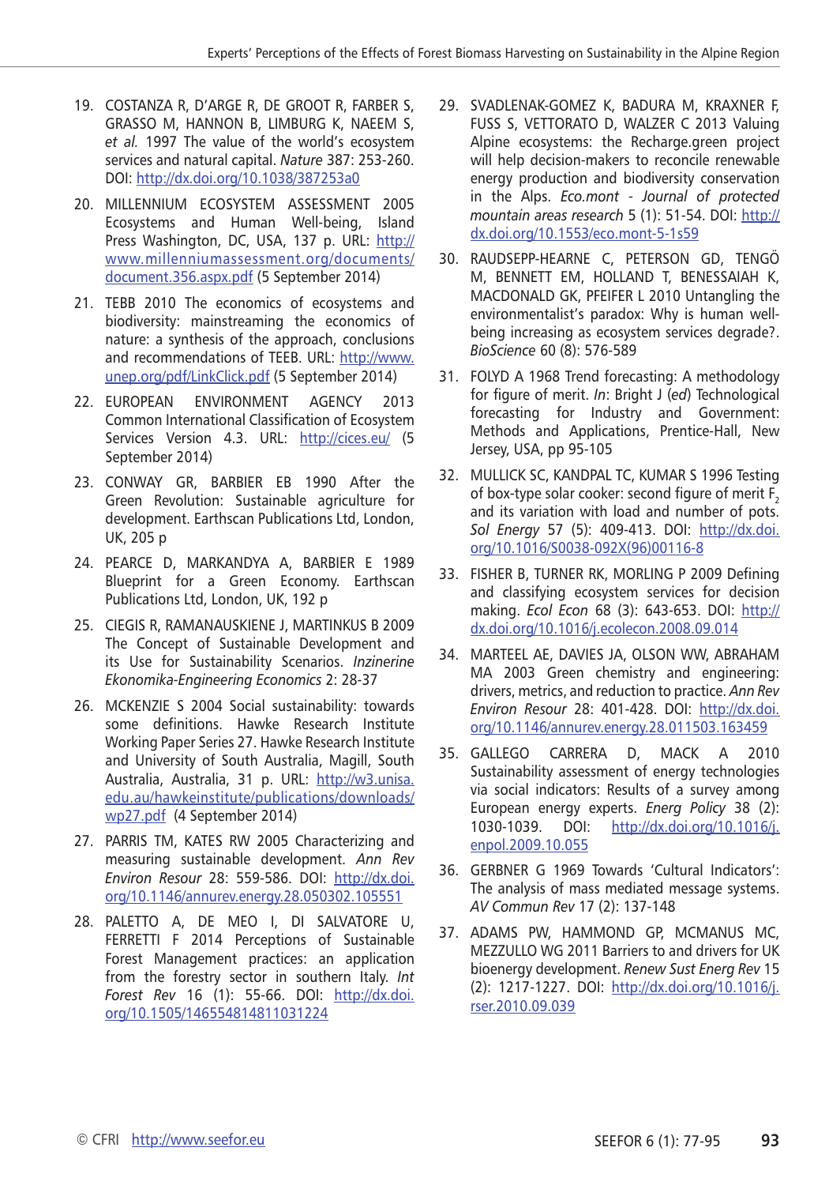19. COSTANZA R, D'ARGE R, DE GROOT R, FARBER S, GRASSO M, HANNON B, LIMBURG K, NAEEM S, *et al.* 1997 The value of the world's ecosystem services and natural capital. *Nature* 387: 253-260. DOI: http://dx.doi.org/10.1038/387253a0

20. MILLENNIUM ECOSYSTEM ASSESSMENT 2005 Ecosystems and Human Well-being, Island Press Washington, DC, USA, 137 p. URL: http://www.millenniumassessment.org/documents/document.356.aspx.pdf (5 September 2014)

21. TEBB 2010 The economics of ecosystems and biodiversity: mainstreaming the economics of nature: a synthesis of the approach, conclusions and recommendations of TEEB. URL: http://www.unep.org/pdf/LinkClick.pdf (5 September 2014)

22. EUROPEAN ENVIRONMENT AGENCY 2013 Common International Classification of Ecosystem Services Version 4.3. URL: http://cices.eu/ (5 September 2014)

23. CONWAY GR, BARBIER EB 1990 After the Green Revolution: Sustainable agriculture for development. Earthscan Publications Ltd, London, UK, 205 p

24. PEARCE D, MARKANDYA A, BARBIER E 1989 Blueprint for a Green Economy. Earthscan Publications Ltd, London, UK, 192 p

25. CIEGIS R, RAMANAUSKIENE J, MARTINKUS B 2009 The Concept of Sustainable Development and its Use for Sustainability Scenarios. *Inzinerine Ekonomika-Engineering Economics* 2: 28-37

26. MCKENZIE S 2004 Social sustainability: towards some definitions. Hawke Research Institute Working Paper Series 27. Hawke Research Institute and University of South Australia, Magill, South Australia, Australia, 31 p. URL: http://w3.unisa.edu.au/hawkeinstitute/publications/downloads/wp27.pdf (4 September 2014)

27. PARRIS TM, KATES RW 2005 Characterizing and measuring sustainable development. *Ann Rev Environ Resour* 28: 559-586. DOI: http://dx.doi.org/10.1146/annurev.energy.28.050302.105551

28. PALETTO A, DE MEO I, DI SALVATORE U, FERRETTI F 2014 Perceptions of Sustainable Forest Management practices: an application from the forestry sector in southern Italy. *Int Forest Rev* 16 (1): 55-66. DOI: http://dx.doi.org/10.1505/146554814811031224

29. SVADLENAK-GOMEZ K, BADURA M, KRAXNER F, FUSS S, VETTORATO D, WALZER C 2013 Valuing Alpine ecosystems: the Recharge.green project will help decision-makers to reconcile renewable energy production and biodiversity conservation in the Alps. *Eco.mont - Journal of protected mountain areas research* 5 (1): 51-54. DOI: http://dx.doi.org/10.1553/eco.mont-5-1s59

30. RAUDSEPP-HEARNE C, PETERSON GD, TENGÖ M, BENNETT EM, HOLLAND T, BENESSAIAH K, MACDONALD GK, PFEIFER L 2010 Untangling the environmentalist's paradox: Why is human well-being increasing as ecosystem services degrade?. *BioScience* 60 (8): 576-589

31. FOLYD A 1968 Trend forecasting: A methodology for figure of merit. *In*: Bright J (*ed*) Technological forecasting for Industry and Government: Methods and Applications, Prentice-Hall, New Jersey, USA, pp 95-105

32. MULLICK SC, KANDPAL TC, KUMAR S 1996 Testing of box-type solar cooker: second figure of merit $F_2$ and its variation with load and number of pots. *Sol Energy* 57 (5): 409-413. DOI: http://dx.doi.org/10.1016/S0038-092X(96)00116-8

33. FISHER B, TURNER RK, MORLING P 2009 Defining and classifying ecosystem services for decision making. *Ecol Econ* 68 (3): 643-653. DOI: http://dx.doi.org/10.1016/j.ecolecon.2008.09.014

34. MARTEEL AE, DAVIES JA, OLSON WW, ABRAHAM MA 2003 Green chemistry and engineering: drivers, metrics, and reduction to practice. *Ann Rev Environ Resour* 28: 401-428. DOI: http://dx.doi.org/10.1146/annurev.energy.28.011503.163459

35. GALLEGO CARRERA D, MACK A 2010 Sustainability assessment of energy technologies via social indicators: Results of a survey among European energy experts. *Energ Policy* 38 (2): 1030-1039. DOI: http://dx.doi.org/10.1016/j.enpol.2009.10.055

36. GERBNER G 1969 Towards 'Cultural Indicators': The analysis of mass mediated message systems. *AV Commun Rev* 17 (2): 137-148

37. ADAMS PW, HAMMOND GP, MCMANUS MC, MEZZULLO WG 2011 Barriers to and drivers for UK bioenergy development. *Renew Sust Energ Rev* 15 (2): 1217-1227. DOI: http://dx.doi.org/10.1016/j.rser.2010.09.039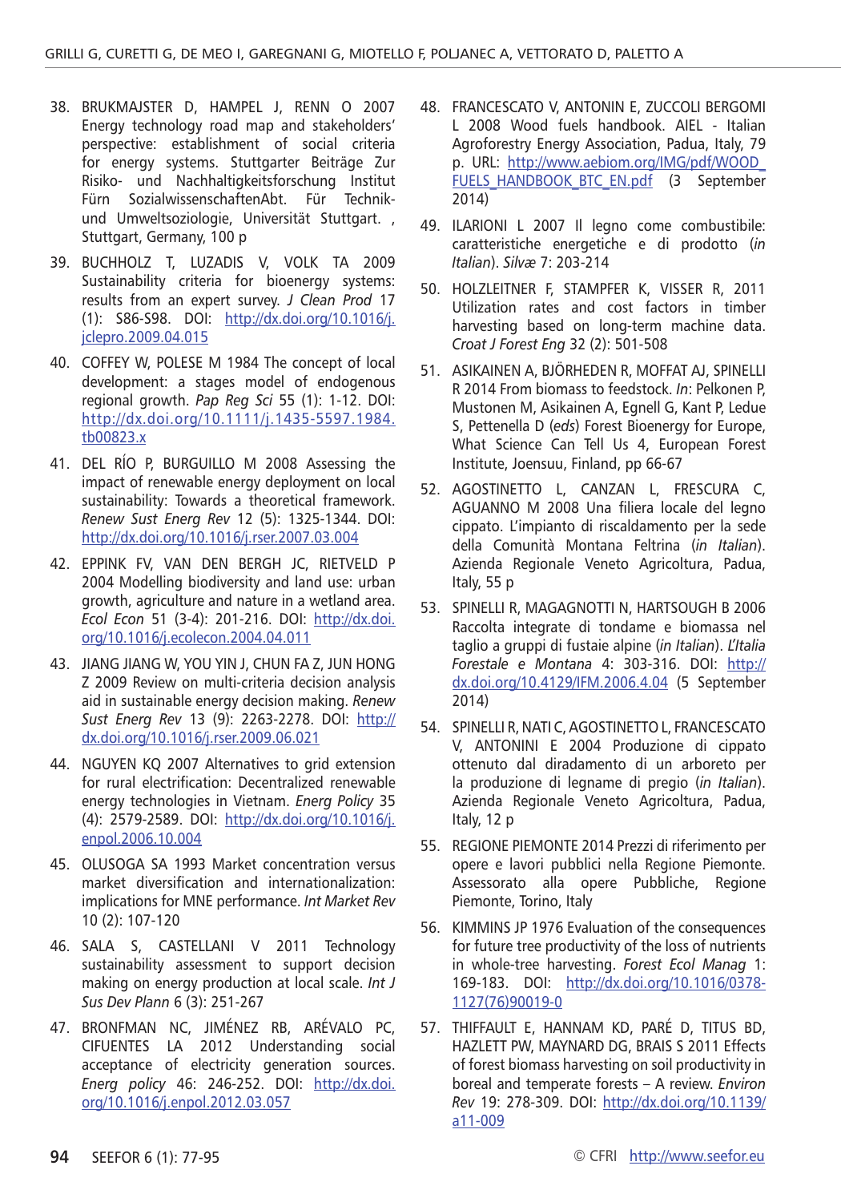38. BRUKMAJSTER D, HAMPEL J, RENN O 2007 Energy technology road map and stakeholders' perspective: establishment of social criteria for energy systems. Stuttgarter Beiträge Zur Risiko- und Nachhaltigkeitsforschung Institut Fürn SozialwissenschaftenAbt. Für Technik- und Umweltsoziologie, Universität Stuttgart. , Stuttgart, Germany, 100 p

39. BUCHHOLZ T, LUZADIS V, VOLK TA 2009 Sustainability criteria for bioenergy systems: results from an expert survey. *J Clean Prod* 17 (1): S86-S98. DOI: http://dx.doi.org/10.1016/j.jclepro.2009.04.015

40. COFFEY W, POLESE M 1984 The concept of local development: a stages model of endogenous regional growth. *Pap Reg Sci* 55 (1): 1-12. DOI: http://dx.doi.org/10.1111/j.1435-5597.1984.tb00823.x

41. DEL RÍO P, BURGUILLO M 2008 Assessing the impact of renewable energy deployment on local sustainability: Towards a theoretical framework. *Renew Sust Energ Rev* 12 (5): 1325-1344. DOI: http://dx.doi.org/10.1016/j.rser.2007.03.004

42. EPPINK FV, VAN DEN BERGH JC, RIETVELD P 2004 Modelling biodiversity and land use: urban growth, agriculture and nature in a wetland area. *Ecol Econ* 51 (3-4): 201-216. DOI: http://dx.doi.org/10.1016/j.ecolecon.2004.04.011

43. JIANG JIANG W, YOU YIN J, CHUN FA Z, JUN HONG Z 2009 Review on multi-criteria decision analysis aid in sustainable energy decision making. *Renew Sust Energ Rev* 13 (9): 2263-2278. DOI: http://dx.doi.org/10.1016/j.rser.2009.06.021

44. NGUYEN KQ 2007 Alternatives to grid extension for rural electrification: Decentralized renewable energy technologies in Vietnam. *Energ Policy* 35 (4): 2579-2589. DOI: http://dx.doi.org/10.1016/j.enpol.2006.10.004

45. OLUSOGA SA 1993 Market concentration versus market diversification and internationalization: implications for MNE performance. *Int Market Rev* 10 (2): 107-120

46. SALA S, CASTELLANI V 2011 Technology sustainability assessment to support decision making on energy production at local scale. *Int J Sus Dev Plann* 6 (3): 251-267

47. BRONFMAN NC, JIMÉNEZ RB, ARÉVALO PC, CIFUENTES LA 2012 Understanding social acceptance of electricity generation sources. *Energ policy* 46: 246-252. DOI: http://dx.doi.org/10.1016/j.enpol.2012.03.057

48. FRANCESCATO V, ANTONIN E, ZUCCOLI BERGOMI L 2008 Wood fuels handbook. AIEL - Italian Agroforestry Energy Association, Padua, Italy, 79 p. URL: http://www.aebiom.org/IMG/pdf/WOOD_FUELS_HANDBOOK_BTC_EN.pdf (3 September 2014)

49. ILARIONI L 2007 Il legno come combustibile: caratteristiche energetiche e di prodotto (*in Italian*). *Silvæ* 7: 203-214

50. HOLZLEITNER F, STAMPFER K, VISSER R, 2011 Utilization rates and cost factors in timber harvesting based on long-term machine data. *Croat J Forest Eng* 32 (2): 501-508

51. ASIKAINEN A, BJÖRHEDEN R, MOFFAT AJ, SPINELLI R 2014 From biomass to feedstock. *In*: Pelkonen P, Mustonen M, Asikainen A, Egnell G, Kant P, Ledue S, Pettenella D (*eds*) Forest Bioenergy for Europe, What Science Can Tell Us 4, European Forest Institute, Joensuu, Finland, pp 66-67

52. AGOSTINETTO L, CANZAN L, FRESCURA C, AGUANNO M 2008 Una filiera locale del legno cippato. L'impianto di riscaldamento per la sede della Comunità Montana Feltrina (*in Italian*). Azienda Regionale Veneto Agricoltura, Padua, Italy, 55 p

53. SPINELLI R, MAGAGNOTTI N, HARTSOUGH B 2006 Raccolta integrate di tondame e biomassa nel taglio a gruppi di fustaie alpine (*in Italian*). *L'Italia Forestale e Montana* 4: 303-316. DOI: http://dx.doi.org/10.4129/IFM.2006.4.04 (5 September 2014)

54. SPINELLI R, NATI C, AGOSTINETTO L, FRANCESCATO V, ANTONINI E 2004 Produzione di cippato ottenuto dal diradamento di un arboreto per la produzione di legname di pregio (*in Italian*). Azienda Regionale Veneto Agricoltura, Padua, Italy, 12 p

55. REGIONE PIEMONTE 2014 Prezzi di riferimento per opere e lavori pubblici nella Regione Piemonte. Assessorato alla opere Pubbliche, Regione Piemonte, Torino, Italy

56. KIMMINS JP 1976 Evaluation of the consequences for future tree productivity of the loss of nutrients in whole-tree harvesting. *Forest Ecol Manag* 1: 169-183. DOI: http://dx.doi.org/10.1016/0378-1127(76)90019-0

57. THIFFAULT E, HANNAM KD, PARÉ D, TITUS BD, HAZLETT PW, MAYNARD DG, BRAIS S 2011 Effects of forest biomass harvesting on soil productivity in boreal and temperate forests – A review. *Environ Rev* 19: 278-309. DOI: http://dx.doi.org/10.1139/a11-009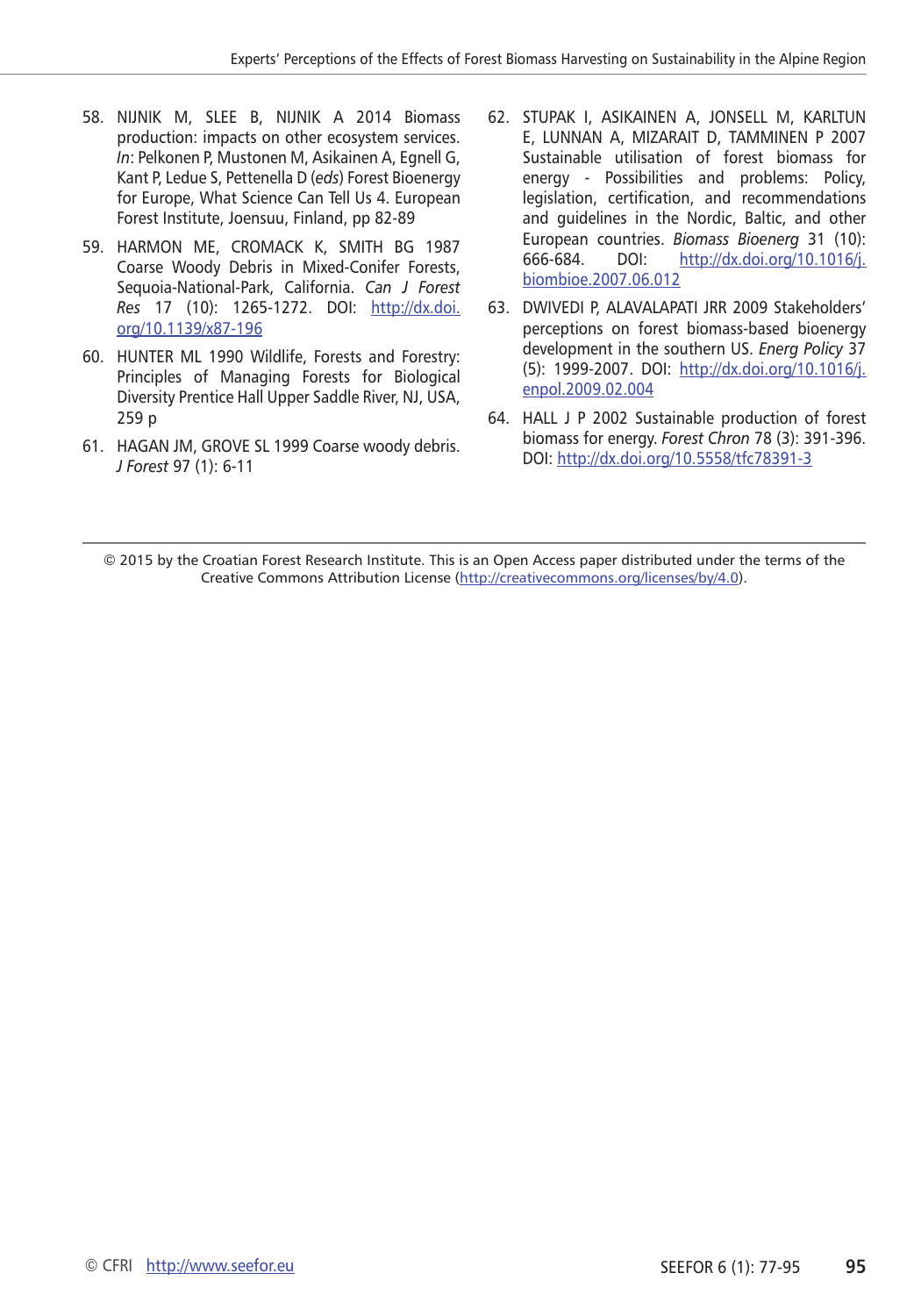58. NIJNIK M, SLEE B, NIJNIK A 2014 Biomass production: impacts on other ecosystem services. *In*: Pelkonen P, Mustonen M, Asikainen A, Egnell G, Kant P, Ledue S, Pettenella D (*eds*) Forest Bioenergy for Europe, What Science Can Tell Us 4. European Forest Institute, Joensuu, Finland, pp 82-89

59. HARMON ME, CROMACK K, SMITH BG 1987 Coarse Woody Debris in Mixed-Conifer Forests, Sequoia-National-Park, California. *Can J Forest Res* 17 (10): 1265-1272. DOI: http://dx.doi.org/10.1139/x87-196

60. HUNTER ML 1990 Wildlife, Forests and Forestry: Principles of Managing Forests for Biological Diversity Prentice Hall Upper Saddle River, NJ, USA, 259 p

61. HAGAN JM, GROVE SL 1999 Coarse woody debris. *J Forest* 97 (1): 6-11

62. STUPAK I, ASIKAINEN A, JONSELL M, KARLTUN E, LUNNAN A, MIZARAIT D, TAMMINEN P 2007 Sustainable utilisation of forest biomass for energy - Possibilities and problems: Policy, legislation, certification, and recommendations and guidelines in the Nordic, Baltic, and other European countries. *Biomass Bioenerg* 31 (10): 666-684. DOI: http://dx.doi.org/10.1016/j.biombioe.2007.06.012

63. DWIVEDI P, ALAVALAPATI JRR 2009 Stakeholders' perceptions on forest biomass-based bioenergy development in the southern US. *Energ Policy* 37 (5): 1999-2007. DOI: http://dx.doi.org/10.1016/j.enpol.2009.02.004

64. HALL J P 2002 Sustainable production of forest biomass for energy. *Forest Chron* 78 (3): 391-396. DOI: http://dx.doi.org/10.5558/tfc78391-3

© 2015 by the Croatian Forest Research Institute. This is an Open Access paper distributed under the terms of the Creative Commons Attribution License (http://creativecommons.org/licenses/by/4.0).